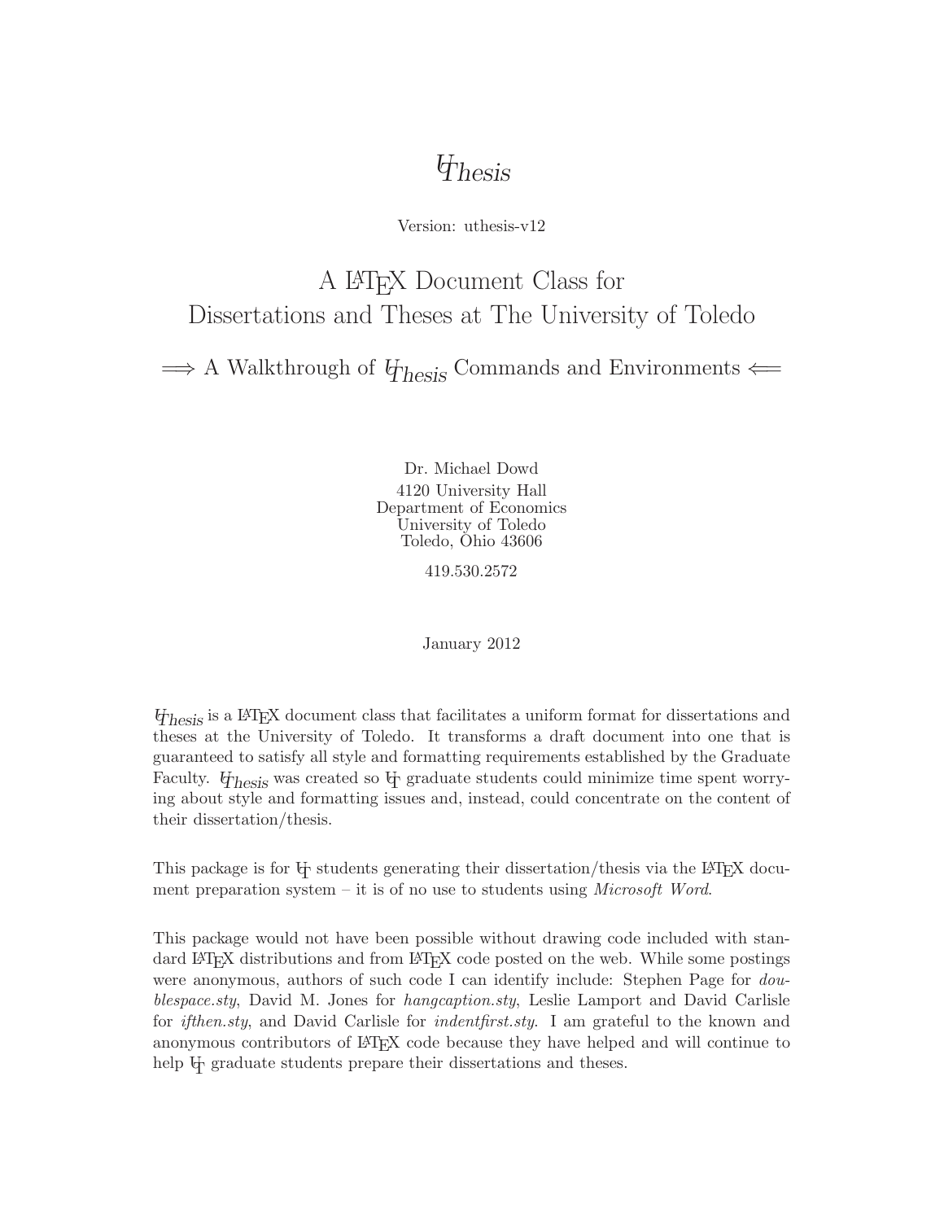# UThesis

Version: uthesis-v12

## A LaTeX Document Class for Dissertations and Theses at The University of Toledo

### ⟹ A Walkthrough of UThesis Commands and Environments ⟸

Dr. Michael Dowd
4120 University Hall
Department of Economics
University of Toledo
Toledo, Ohio 43606

419.530.2572

January 2012

UThesis is a LaTeX document class that facilitates a uniform format for dissertations and theses at the University of Toledo. It transforms a draft document into one that is guaranteed to satisfy all style and formatting requirements established by the Graduate Faculty. UThesis was created so UT graduate students could minimize time spent worrying about style and formatting issues and, instead, could concentrate on the content of their dissertation/thesis.

This package is for UT students generating their dissertation/thesis via the LaTeX document preparation system – it is of no use to students using *Microsoft Word*.

This package would not have been possible without drawing code included with standard LaTeX distributions and from LaTeX code posted on the web. While some postings were anonymous, authors of such code I can identify include: Stephen Page for *doublespace.sty*, David M. Jones for *hangcaption.sty*, Leslie Lamport and David Carlisle for *ifthen.sty*, and David Carlisle for *indentfirst.sty*. I am grateful to the known and anonymous contributors of LaTeX code because they have helped and will continue to help UT graduate students prepare their dissertations and theses.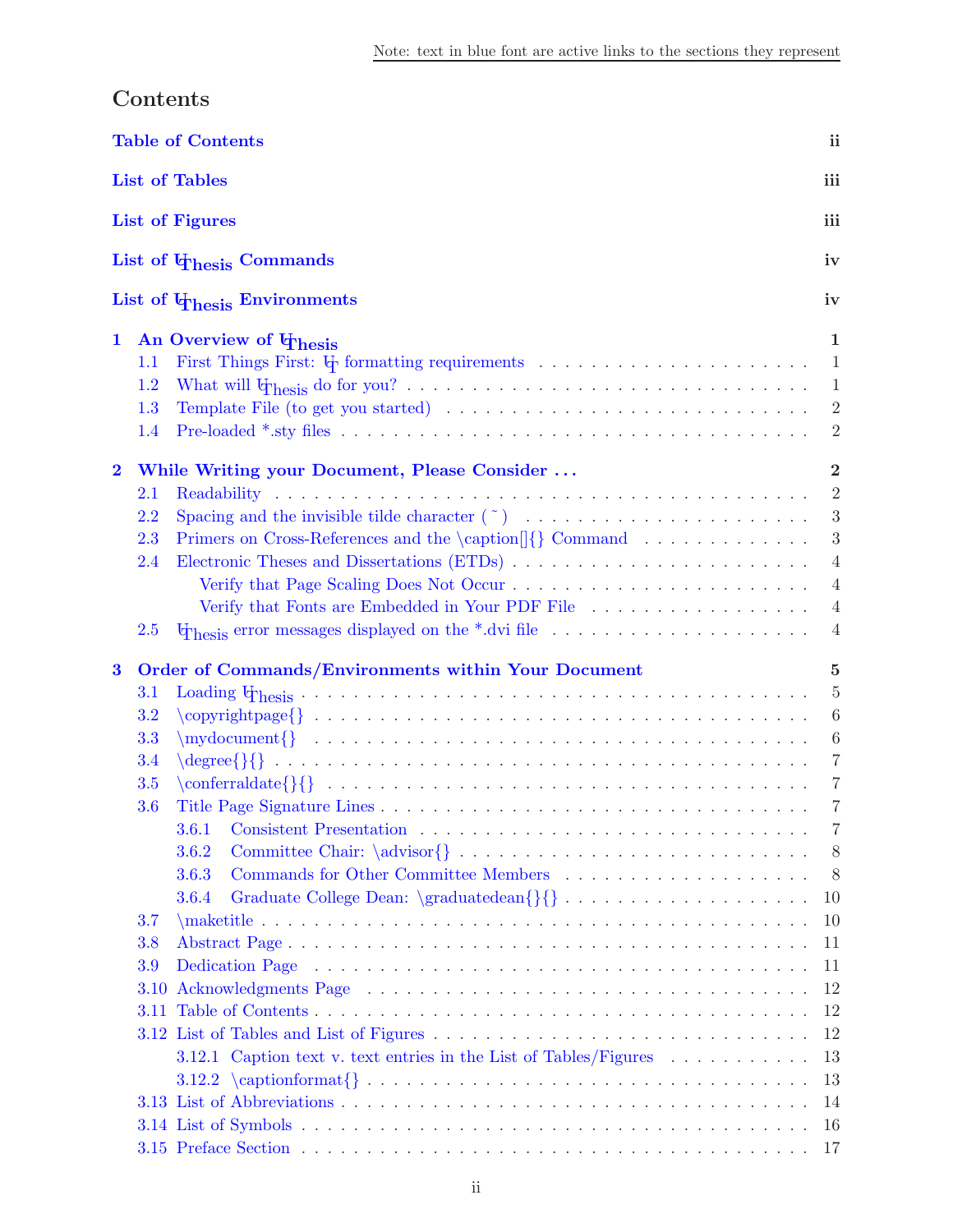Note: text in blue font are active links to the sections they represent

## Contents

**Table of Contents** ii

**List of Tables** iii

**List of Figures** iii

**List of UThesis Commands** iv

**List of UThesis Environments** iv

**1 An Overview of UThesis** 1

- 1.1 First Things First: UT formatting requirements . . . . . 1
- 1.2 What will UThesis do for you? . . . . . 1
- 1.3 Template File (to get you started) . . . . . 2
- 1.4 Pre-loaded *.sty files . . . . . 2

**2 While Writing your Document, Please Consider . . .** 2

- 2.1 Readability . . . . . 2
- 2.2 Spacing and the invisible tilde character ( ˜ ) . . . . . 3
- 2.3 Primers on Cross-References and the \caption[]{} Command . . . . . 3
- 2.4 Electronic Theses and Dissertations (ETDs) . . . . . 4
  - Verify that Page Scaling Does Not Occur . . . . . 4
  - Verify that Fonts are Embedded in Your PDF File . . . . . 4
- 2.5 UThesis error messages displayed on the *.dvi file . . . . . 4

**3 Order of Commands/Environments within Your Document** 5

- 3.1 Loading UThesis . . . . . 5
- 3.2 \copyrightpage{} . . . . . 6
- 3.3 \mydocument{} . . . . . 6
- 3.4 \degree{}{} . . . . . 7
- 3.5 \conferraldate{}{} . . . . . 7
- 3.6 Title Page Signature Lines . . . . . 7
  - 3.6.1 Consistent Presentation . . . . . 7
  - 3.6.2 Committee Chair: \advisor{} . . . . . 8
  - 3.6.3 Commands for Other Committee Members . . . . . 8
  - 3.6.4 Graduate College Dean: \graduatedean{}{} . . . . . 10
- 3.7 \maketitle . . . . . 10
- 3.8 Abstract Page . . . . . 11
- 3.9 Dedication Page . . . . . 11
- 3.10 Acknowledgments Page . . . . . 12
- 3.11 Table of Contents . . . . . 12
- 3.12 List of Tables and List of Figures . . . . . 12
  - 3.12.1 Caption text v. text entries in the List of Tables/Figures . . . . . 13
  - 3.12.2 \captionformat{} . . . . . 13
- 3.13 List of Abbreviations . . . . . 14
- 3.14 List of Symbols . . . . . 16
- 3.15 Preface Section . . . . . 17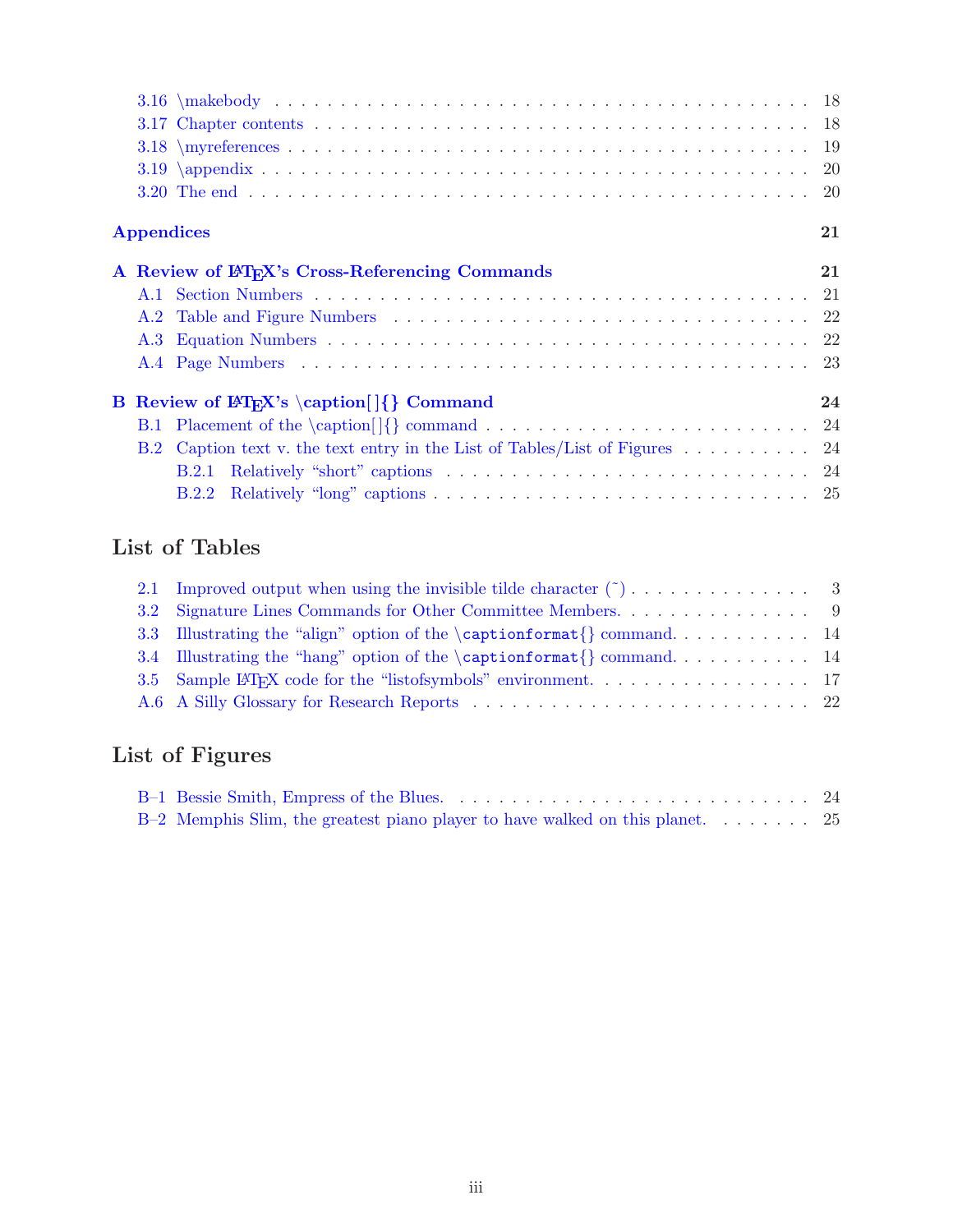3.16 \makebody . . . . . . . . . . . . . . . . . . . . . . . . . . . . . . . . . . . . . . . 18
3.17 Chapter contents . . . . . . . . . . . . . . . . . . . . . . . . . . . . . . . . . . . 18
3.18 \myreferences . . . . . . . . . . . . . . . . . . . . . . . . . . . . . . . . . . . . 19
3.19 \appendix . . . . . . . . . . . . . . . . . . . . . . . . . . . . . . . . . . . . . . . 20
3.20 The end . . . . . . . . . . . . . . . . . . . . . . . . . . . . . . . . . . . . . . . . 20

**Appendices** **21**

**A Review of LaTeX's Cross-Referencing Commands** **21**

A.1 Section Numbers . . . . . . . . . . . . . . . . . . . . . . . . . . . . . . . . . . . 21
A.2 Table and Figure Numbers . . . . . . . . . . . . . . . . . . . . . . . . . . . . . 22
A.3 Equation Numbers . . . . . . . . . . . . . . . . . . . . . . . . . . . . . . . . . . 22
A.4 Page Numbers . . . . . . . . . . . . . . . . . . . . . . . . . . . . . . . . . . . . 23

**B Review of LaTeX's \caption[]{} Command** **24**

B.1 Placement of the \caption[]{} command . . . . . . . . . . . . . . . . . . . . . . . 24
B.2 Caption text v. the text entry in the List of Tables/List of Figures . . . . . . . . . . . 24
B.2.1 Relatively "short" captions . . . . . . . . . . . . . . . . . . . . . . . . . . 24
B.2.2 Relatively "long" captions . . . . . . . . . . . . . . . . . . . . . . . . . . . 25

## List of Tables

2.1 Improved output when using the invisible tilde character (˜) . . . . . . . . . . . . . . . 3
3.2 Signature Lines Commands for Other Committee Members. . . . . . . . . . . . . . . . 9
3.3 Illustrating the "align" option of the `\captionformat{}` command. . . . . . . . . . . . 14
3.4 Illustrating the "hang" option of the `\captionformat{}` command. . . . . . . . . . . . 14
3.5 Sample LaTeX code for the "listofsymbols" environment. . . . . . . . . . . . . . . . . 17
A.6 A Silly Glossary for Research Reports . . . . . . . . . . . . . . . . . . . . . . . . . 22

## List of Figures

B–1 Bessie Smith, Empress of the Blues. . . . . . . . . . . . . . . . . . . . . . . . . . . 24
B–2 Memphis Slim, the greatest piano player to have walked on this planet. . . . . . . . . 25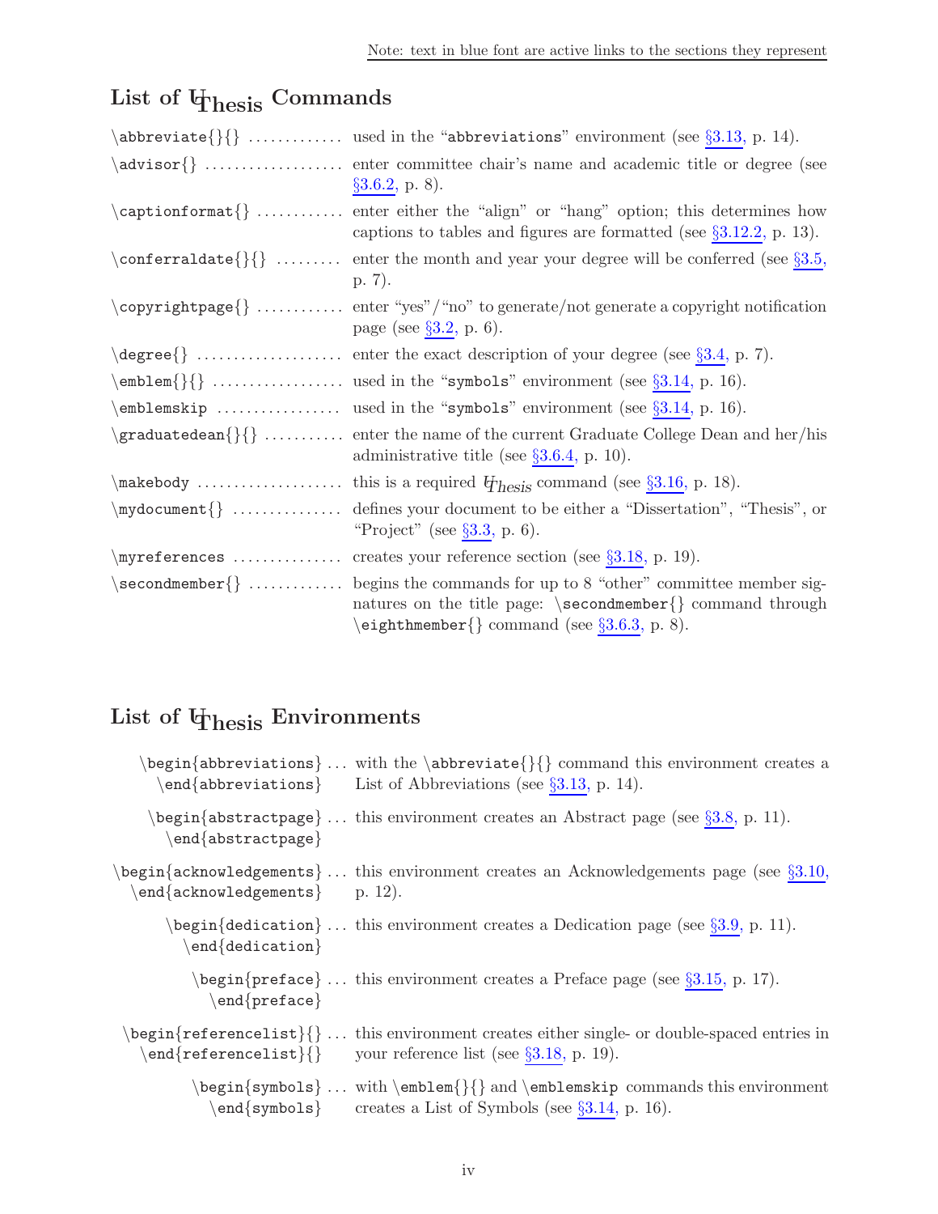Note: text in blue font are active links to the sections they represent

## List of UThesis Commands

| Command | Description |
|---|---|
| `\abbreviate{}{}` | used in the "`abbreviations`" environment (see §3.13, p. 14). |
| `\advisor{}` | enter committee chair's name and academic title or degree (see §3.6.2, p. 8). |
| `\captionformat{}` | enter either the "align" or "hang" option; this determines how captions to tables and figures are formatted (see §3.12.2, p. 13). |
| `\conferraldate{}{}` | enter the month and year your degree will be conferred (see §3.5, p. 7). |
| `\copyrightpage{}` | enter "yes"/"no" to generate/not generate a copyright notification page (see §3.2, p. 6). |
| `\degree{}` | enter the exact description of your degree (see §3.4, p. 7). |
| `\emblem{}{}` | used in the "`symbols`" environment (see §3.14, p. 16). |
| `\emblemskip` | used in the "`symbols`" environment (see §3.14, p. 16). |
| `\graduatedean{}{}` | enter the name of the current Graduate College Dean and her/his administrative title (see §3.6.4, p. 10). |
| `\makebody` | this is a required *UThesis* command (see §3.16, p. 18). |
| `\mydocument{}` | defines your document to be either a "Dissertation", "Thesis", or "Project" (see §3.3, p. 6). |
| `\myreferences` | creates your reference section (see §3.18, p. 19). |
| `\secondmember{}` | begins the commands for up to 8 "other" committee member signatures on the title page: `\secondmember{}` command through `\eighthmember{}` command (see §3.6.3, p. 8). |

## List of UThesis Environments

| Environment | Description |
|---|---|
| `\begin{abbreviations}` `\end{abbreviations}` | with the `\abbreviate{}{}` command this environment creates a List of Abbreviations (see §3.13, p. 14). |
| `\begin{abstractpage}` `\end{abstractpage}` | this environment creates an Abstract page (see §3.8, p. 11). |
| `\begin{acknowledgements}` `\end{acknowledgements}` | this environment creates an Acknowledgements page (see §3.10, p. 12). |
| `\begin{dedication}` `\end{dedication}` | this environment creates a Dedication page (see §3.9, p. 11). |
| `\begin{preface}` `\end{preface}` | this environment creates a Preface page (see §3.15, p. 17). |
| `\begin{referencelist}{}` `\end{referencelist}{}` | this environment creates either single- or double-spaced entries in your reference list (see §3.18, p. 19). |
| `\begin{symbols}` `\end{symbols}` | with `\emblem{}{}` and `\emblemskip` commands this environment creates a List of Symbols (see §3.14, p. 16). |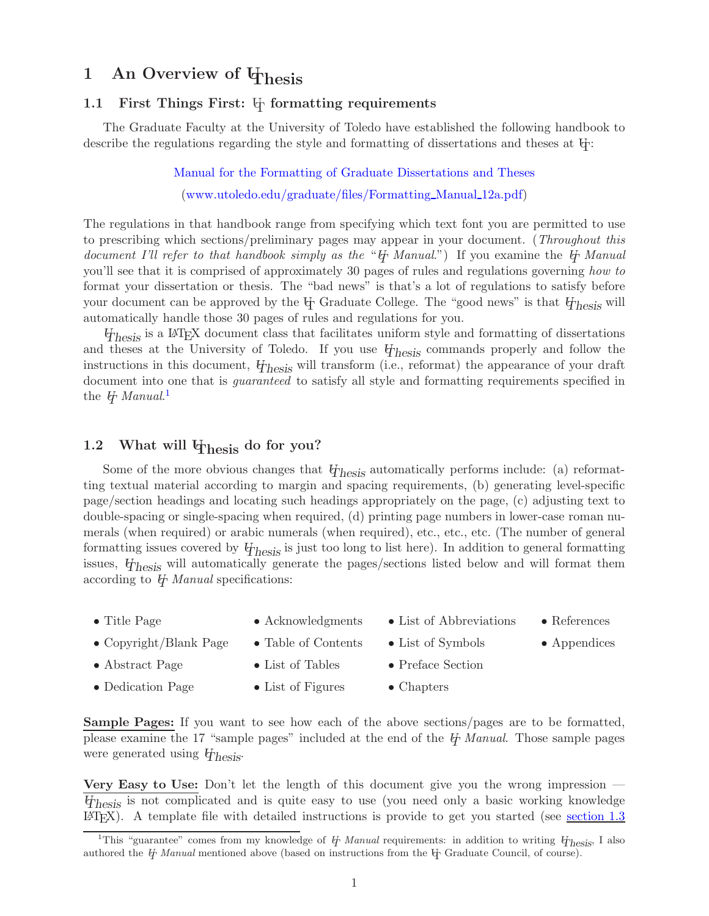# 1 An Overview of UTThesis

## 1.1 First Things First: UT formatting requirements

The Graduate Faculty at the University of Toledo have established the following handbook to describe the regulations regarding the style and formatting of dissertations and theses at UT:

Manual for the Formatting of Graduate Dissertations and Theses

(www.utoledo.edu/graduate/files/Formatting_Manual_12a.pdf)

The regulations in that handbook range from specifying which text font you are permitted to use to prescribing which sections/preliminary pages may appear in your document. (*Throughout this document I'll refer to that handbook simply as the "UT Manual."*) If you examine the *UT Manual* you'll see that it is comprised of approximately 30 pages of rules and regulations governing *how to* format your dissertation or thesis. The "bad news" is that's a lot of regulations to satisfy before your document can be approved by the UT Graduate College. The "good news" is that *UTThesis* will automatically handle those 30 pages of rules and regulations for you.

*UTThesis* is a LaTeX document class that facilitates uniform style and formatting of dissertations and theses at the University of Toledo. If you use *UTThesis* commands properly and follow the instructions in this document, *UTThesis* will transform (i.e., reformat) the appearance of your draft document into one that is *guaranteed* to satisfy all style and formatting requirements specified in the *UT Manual*.[1]

## 1.2 What will UTThesis do for you?

Some of the more obvious changes that *UTThesis* automatically performs include: (a) reformatting textual material according to margin and spacing requirements, (b) generating level-specific page/section headings and locating such headings appropriately on the page, (c) adjusting text to double-spacing or single-spacing when required, (d) printing page numbers in lower-case roman numerals (when required) or arabic numerals (when required), etc., etc., etc. (The number of general formatting issues covered by *UTThesis* is just too long to list here). In addition to general formatting issues, *UTThesis* will automatically generate the pages/sections listed below and will format them according to *UT Manual* specifications:

- Title Page
- Copyright/Blank Page
- Abstract Page
- Dedication Page
- Acknowledgments
- Table of Contents
- List of Tables
- List of Figures
- List of Abbreviations
- List of Symbols
- Preface Section
- Chapters
- References
- Appendices

**Sample Pages:** If you want to see how each of the above sections/pages are to be formatted, please examine the 17 "sample pages" included at the end of the *UT Manual*. Those sample pages were generated using *UTThesis*.

**Very Easy to Use:** Don't let the length of this document give you the wrong impression — *UTThesis* is not complicated and is quite easy to use (you need only a basic working knowledge LaTeX). A template file with detailed instructions is provide to get you started (see section 1.3

[1] This "guarantee" comes from my knowledge of *UT Manual* requirements: in addition to writing *UTThesis*, I also authored the *UT Manual* mentioned above (based on instructions from the UT Graduate Council, of course).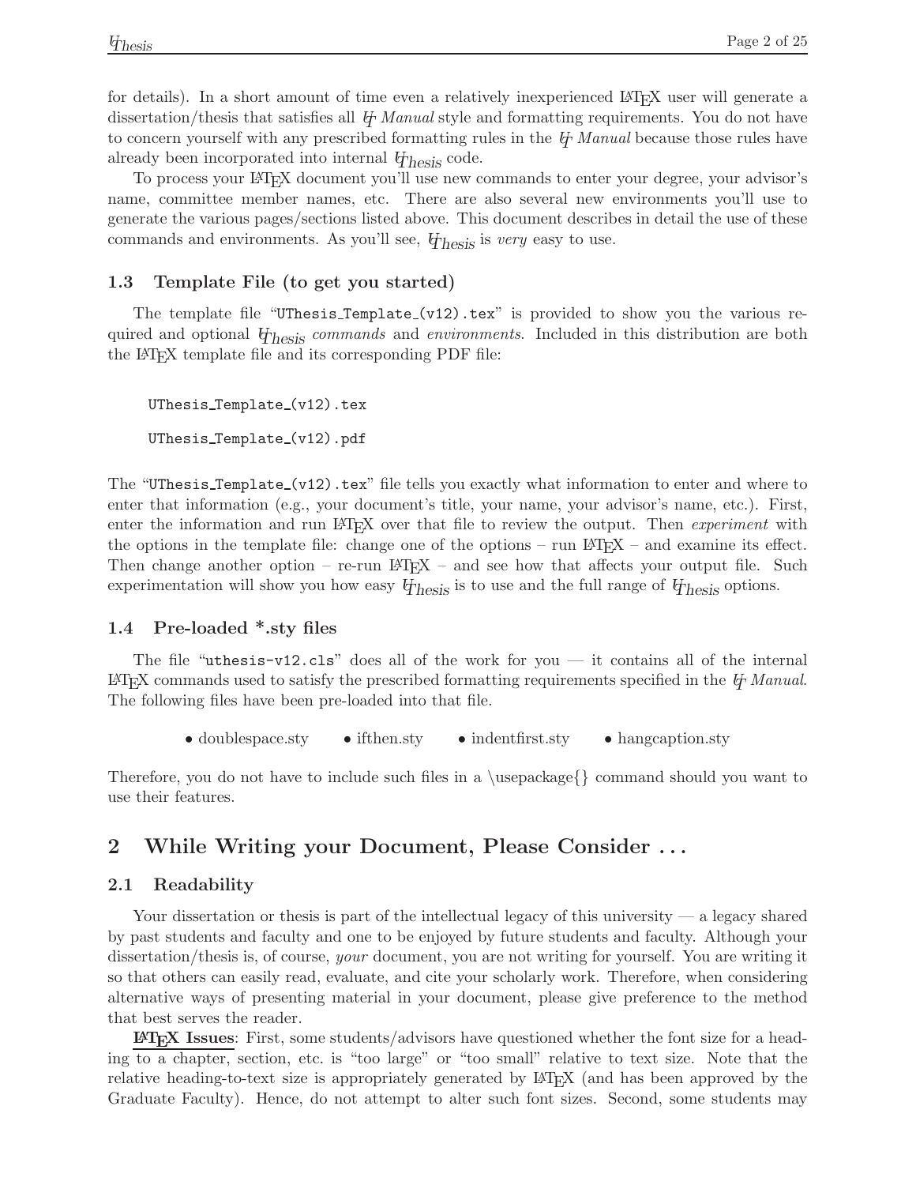for details). In a short amount of time even a relatively inexperienced LaTeX user will generate a dissertation/thesis that satisfies all *U Manual* style and formatting requirements. You do not have to concern yourself with any prescribed formatting rules in the *U Manual* because those rules have already been incorporated into internal *UThesis* code.

To process your LaTeX document you'll use new commands to enter your degree, your advisor's name, committee member names, etc. There are also several new environments you'll use to generate the various pages/sections listed above. This document describes in detail the use of these commands and environments. As you'll see, *UThesis* is *very* easy to use.

### 1.3 Template File (to get you started)

The template file "`UThesis_Template_(v12).tex`" is provided to show you the various required and optional *UThesis* *commands* and *environments*. Included in this distribution are both the LaTeX template file and its corresponding PDF file:

```
UThesis_Template_(v12).tex

UThesis_Template_(v12).pdf
```

The "`UThesis_Template_(v12).tex`" file tells you exactly what information to enter and where to enter that information (e.g., your document's title, your name, your advisor's name, etc.). First, enter the information and run LaTeX over that file to review the output. Then *experiment* with the options in the template file: change one of the options – run LaTeX – and examine its effect. Then change another option – re-run LaTeX – and see how that affects your output file. Such experimentation will show you how easy *UThesis* is to use and the full range of *UThesis* options.

### 1.4 Pre-loaded *.sty files

The file "`uthesis-v12.cls`" does all of the work for you — it contains all of the internal LaTeX commands used to satisfy the prescribed formatting requirements specified in the *U Manual*. The following files have been pre-loaded into that file.

- doublespace.sty
- ifthen.sty
- indentfirst.sty
- hangcaption.sty

Therefore, you do not have to include such files in a \usepackage{} command should you want to use their features.

## 2 While Writing your Document, Please Consider . . .

### 2.1 Readability

Your dissertation or thesis is part of the intellectual legacy of this university — a legacy shared by past students and faculty and one to be enjoyed by future students and faculty. Although your dissertation/thesis is, of course, *your* document, you are not writing for yourself. You are writing it so that others can easily read, evaluate, and cite your scholarly work. Therefore, when considering alternative ways of presenting material in your document, please give preference to the method that best serves the reader.

**LaTeX Issues**: First, some students/advisors have questioned whether the font size for a heading to a chapter, section, etc. is "too large" or "too small" relative to text size. Note that the relative heading-to-text size is appropriately generated by LaTeX (and has been approved by the Graduate Faculty). Hence, do not attempt to alter such font sizes. Second, some students may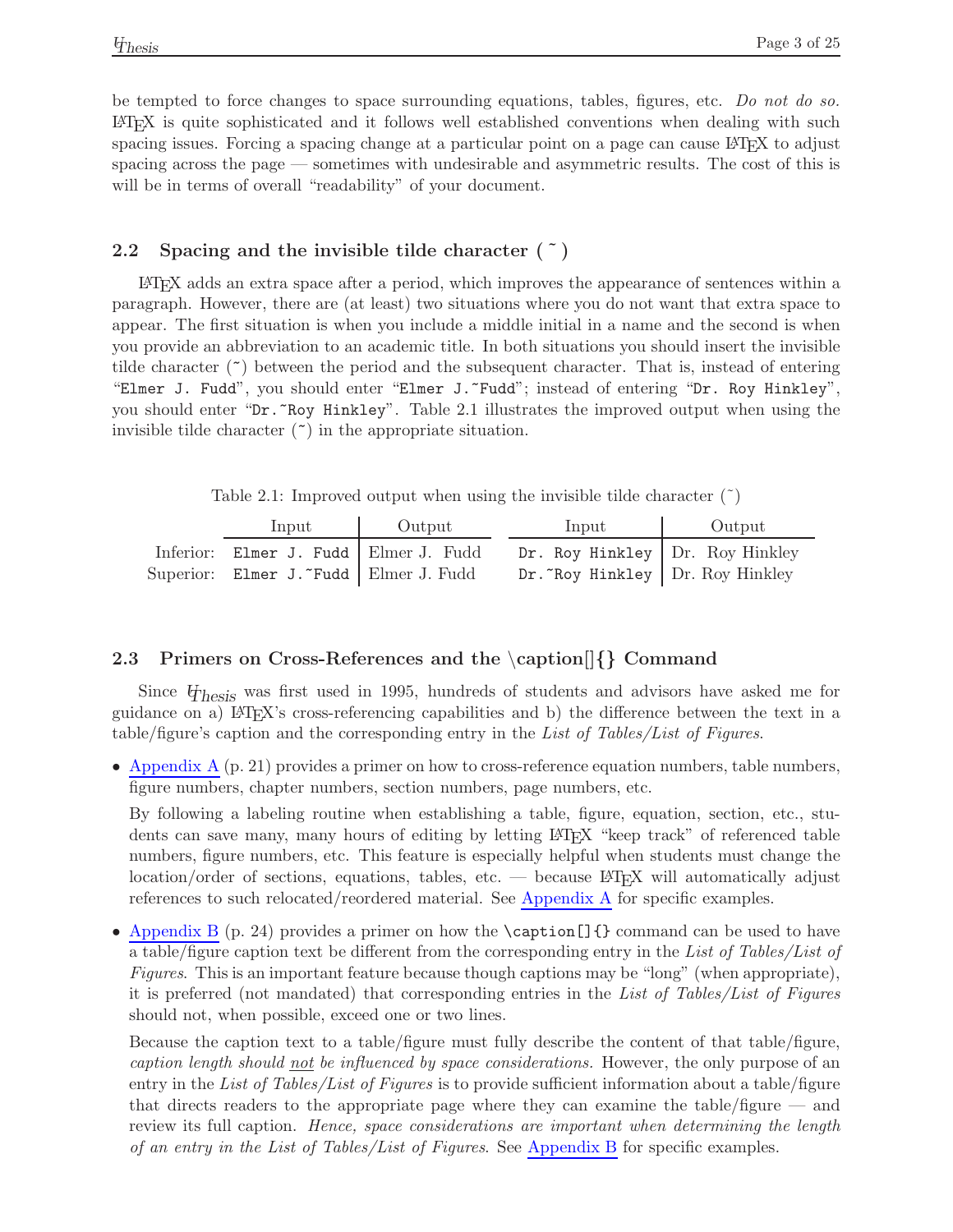be tempted to force changes to space surrounding equations, tables, figures, etc. *Do not do so.* LaTeX is quite sophisticated and it follows well established conventions when dealing with such spacing issues. Forcing a spacing change at a particular point on a page can cause LaTeX to adjust spacing across the page — sometimes with undesirable and asymmetric results. The cost of this is will be in terms of overall "readability" of your document.

## 2.2 Spacing and the invisible tilde character ( ˜ )

LaTeX adds an extra space after a period, which improves the appearance of sentences within a paragraph. However, there are (at least) two situations where you do not want that extra space to appear. The first situation is when you include a middle initial in a name and the second is when you provide an abbreviation to an academic title. In both situations you should insert the invisible tilde character (˜) between the period and the subsequent character. That is, instead of entering "`Elmer J. Fudd`", you should enter "`Elmer J.~Fudd`"; instead of entering "`Dr. Roy Hinkley`", you should enter "`Dr.~Roy Hinkley`". Table 2.1 illustrates the improved output when using the invisible tilde character (˜) in the appropriate situation.

Table 2.1: Improved output when using the invisible tilde character (˜)

| | Input | Output | Input | Output |
|---|---|---|---|---|
| Inferior: | `Elmer J. Fudd` | Elmer J.  Fudd | `Dr. Roy Hinkley` | Dr.  Roy Hinkley |
| Superior: | `Elmer J.~Fudd` | Elmer J. Fudd | `Dr.~Roy Hinkley` | Dr. Roy Hinkley |

## 2.3 Primers on Cross-References and the \caption[]{} Command

Since UThesis was first used in 1995, hundreds of students and advisors have asked me for guidance on a) LaTeX's cross-referencing capabilities and b) the difference between the text in a table/figure's caption and the corresponding entry in the *List of Tables/List of Figures*.

- Appendix A (p. 21) provides a primer on how to cross-reference equation numbers, table numbers, figure numbers, chapter numbers, section numbers, page numbers, etc.

  By following a labeling routine when establishing a table, figure, equation, section, etc., students can save many, many hours of editing by letting LaTeX "keep track" of referenced table numbers, figure numbers, etc. This feature is especially helpful when students must change the location/order of sections, equations, tables, etc. — because LaTeX will automatically adjust references to such relocated/reordered material. See Appendix A for specific examples.

- Appendix B (p. 24) provides a primer on how the `\caption[]{}` command can be used to have a table/figure caption text be different from the corresponding entry in the *List of Tables/List of Figures*. This is an important feature because though captions may be "long" (when appropriate), it is preferred (not mandated) that corresponding entries in the *List of Tables/List of Figures* should not, when possible, exceed one or two lines.

  Because the caption text to a table/figure must fully describe the content of that table/figure, *caption length should not be influenced by space considerations.* However, the only purpose of an entry in the *List of Tables/List of Figures* is to provide sufficient information about a table/figure that directs readers to the appropriate page where they can examine the table/figure — and review its full caption. *Hence, space considerations are important when determining the length of an entry in the List of Tables/List of Figures.* See Appendix B for specific examples.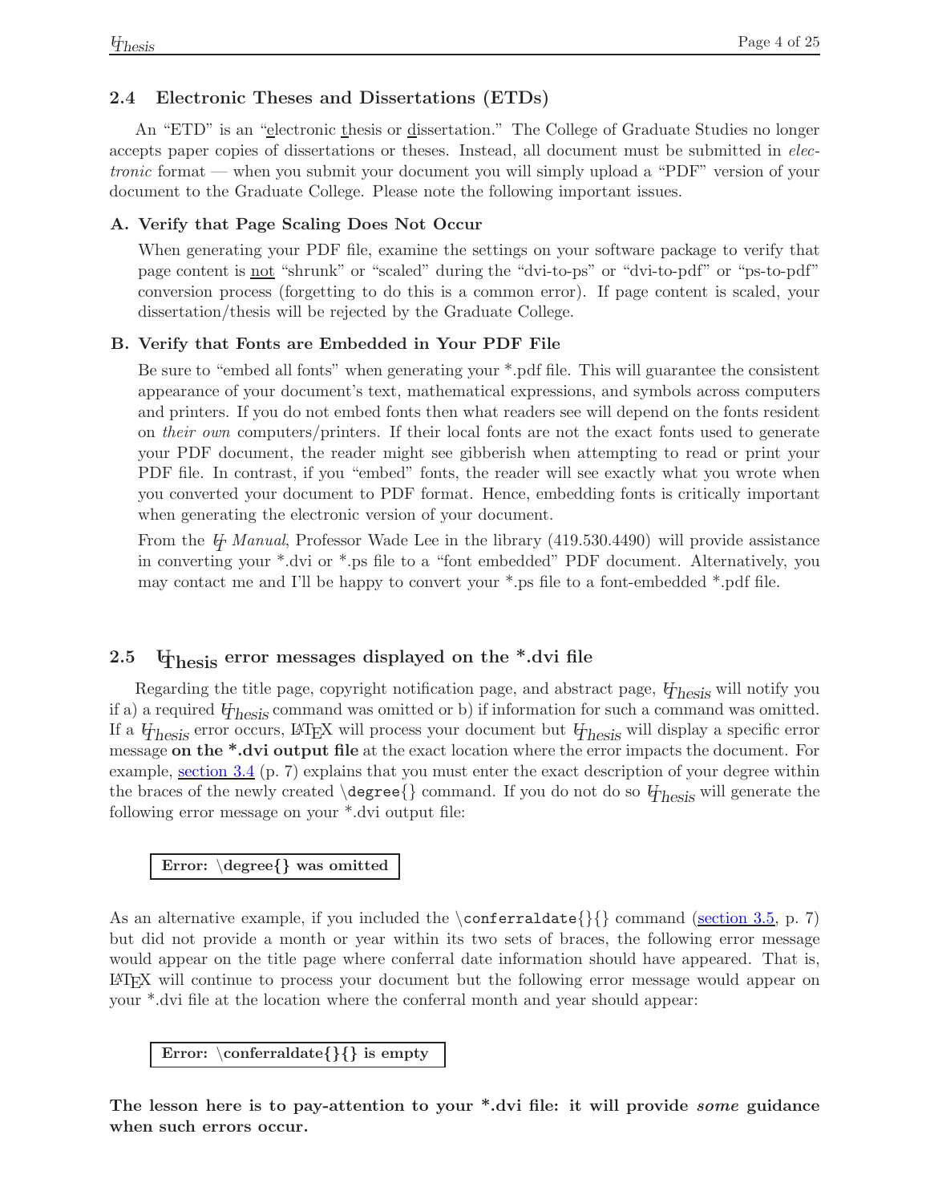## 2.4 Electronic Theses and Dissertations (ETDs)

An "ETD" is an "electronic thesis or dissertation." The College of Graduate Studies no longer accepts paper copies of dissertations or theses. Instead, all document must be submitted in *electronic* format — when you submit your document you will simply upload a "PDF" version of your document to the Graduate College. Please note the following important issues.

**A. Verify that Page Scaling Does Not Occur**

When generating your PDF file, examine the settings on your software package to verify that page content is not "shrunk" or "scaled" during the "dvi-to-ps" or "dvi-to-pdf" or "ps-to-pdf" conversion process (forgetting to do this is a common error). If page content is scaled, your dissertation/thesis will be rejected by the Graduate College.

**B. Verify that Fonts are Embedded in Your PDF File**

Be sure to "embed all fonts" when generating your *.pdf file. This will guarantee the consistent appearance of your document's text, mathematical expressions, and symbols across computers and printers. If you do not embed fonts then what readers see will depend on the fonts resident on *their own* computers/printers. If their local fonts are not the exact fonts used to generate your PDF document, the reader might see gibberish when attempting to read or print your PDF file. In contrast, if you "embed" fonts, the reader will see exactly what you wrote when you converted your document to PDF format. Hence, embedding fonts is critically important when generating the electronic version of your document.

From the UT *Manual*, Professor Wade Lee in the library (419.530.4490) will provide assistance in converting your *.dvi or *.ps file to a "font embedded" PDF document. Alternatively, you may contact me and I'll be happy to convert your *.ps file to a font-embedded *.pdf file.

## 2.5 UThesis error messages displayed on the *.dvi file

Regarding the title page, copyright notification page, and abstract page, UThesis will notify you if a) a required UThesis command was omitted or b) if information for such a command was omitted. If a UThesis error occurs, LaTeX will process your document but UThesis will display a specific error message **on the *.dvi output file** at the exact location where the error impacts the document. For example, section 3.4 (p. 7) explains that you must enter the exact description of your degree within the braces of the newly created `\degree{}` command. If you do not do so UThesis will generate the following error message on your *.dvi output file:

> **Error: \degree{} was omitted**

As an alternative example, if you included the `\conferraldate{}{}` command (section 3.5, p. 7) but did not provide a month or year within its two sets of braces, the following error message would appear on the title page where conferral date information should have appeared. That is, LaTeX will continue to process your document but the following error message would appear on your *.dvi file at the location where the conferral month and year should appear:

> **Error: \conferraldate{}{} is empty**

**The lesson here is to pay-attention to your *.dvi file: it will provide *some* guidance when such errors occur.**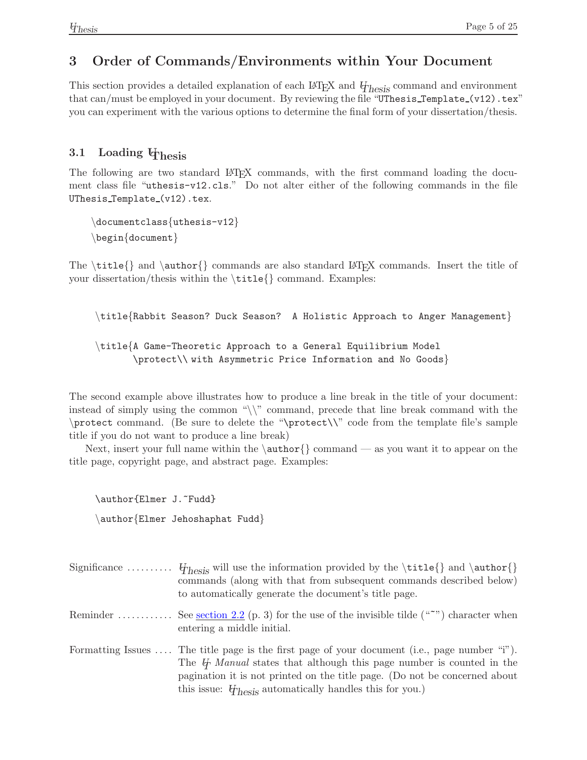# 3 Order of Commands/Environments within Your Document

This section provides a detailed explanation of each LaTeX and UThesis command and environment that can/must be employed in your document. By reviewing the file "UThesis_Template_(v12).tex" you can experiment with the various options to determine the final form of your dissertation/thesis.

## 3.1 Loading UThesis

The following are two standard LaTeX commands, with the first command loading the document class file "uthesis-v12.cls." Do not alter either of the following commands in the file UThesis_Template_(v12).tex.

```
\documentclass{uthesis-v12}
\begin{document}
```

The \title{} and \author{} commands are also standard LaTeX commands. Insert the title of your dissertation/thesis within the \title{} command. Examples:

```
\title{Rabbit Season? Duck Season?  A Holistic Approach to Anger Management}

\title{A Game-Theoretic Approach to a General Equilibrium Model
       \protect\\ with Asymmetric Price Information and No Goods}
```

The second example above illustrates how to produce a line break in the title of your document: instead of simply using the common "\\" command, precede that line break command with the \protect command. (Be sure to delete the "\protect\\" code from the template file's sample title if you do not want to produce a line break)

Next, insert your full name within the \author{} command — as you want it to appear on the title page, copyright page, and abstract page. Examples:

```
\author{Elmer J.~Fudd}

\author{Elmer Jehoshaphat Fudd}
```

Significance .......... UThesis will use the information provided by the \title{} and \author{} commands (along with that from subsequent commands described below) to automatically generate the document's title page.

Reminder ............ See section 2.2 (p. 3) for the use of the invisible tilde ("~") character when entering a middle initial.

Formatting Issues .... The title page is the first page of your document (i.e., page number "i"). The U *Manual* states that although this page number is counted in the pagination it is not printed on the title page. (Do not be concerned about this issue: UThesis automatically handles this for you.)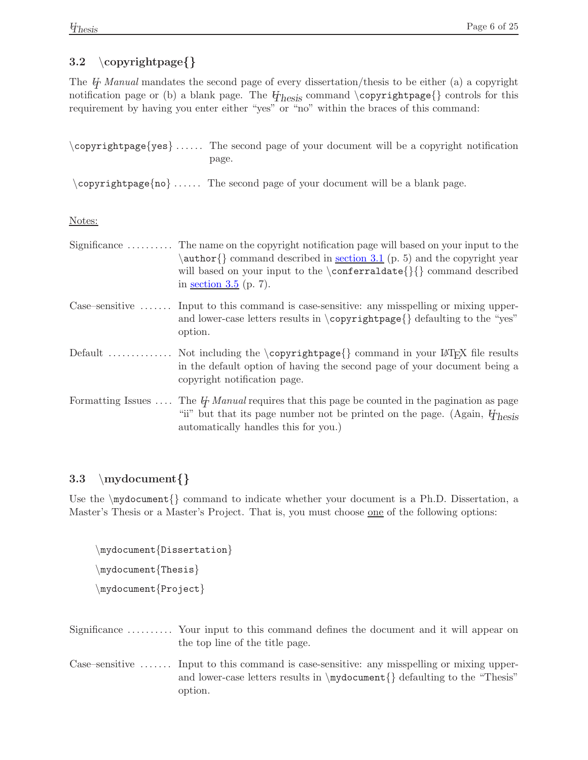### 3.2 \copyrightpage{}

The *U Manual* mandates the second page of every dissertation/thesis to be either (a) a copyright notification page or (b) a blank page. The UThesis command `\copyrightpage{}` controls for this requirement by having you enter either "yes" or "no" within the braces of this command:

`\copyrightpage{yes}` ...... The second page of your document will be a copyright notification page.

`\copyrightpage{no}` ...... The second page of your document will be a blank page.

Notes:

Significance .......... The name on the copyright notification page will based on your input to the `\author{}` command described in section 3.1 (p. 5) and the copyright year will based on your input to the `\conferraldate{}{}` command described in section 3.5 (p. 7).

Case–sensitive ....... Input to this command is case-sensitive: any misspelling or mixing upper- and lower-case letters results in `\copyrightpage{}` defaulting to the "yes" option.

Default .............. Not including the `\copyrightpage{}` command in your LaTeX file results in the default option of having the second page of your document being a copyright notification page.

Formatting Issues .... The *U Manual* requires that this page be counted in the pagination as page "ii" but that its page number not be printed on the page. (Again, UThesis automatically handles this for you.)

### 3.3 \mydocument{}

Use the `\mydocument{}` command to indicate whether your document is a Ph.D. Dissertation, a Master's Thesis or a Master's Project. That is, you must choose one of the following options:

```
\mydocument{Dissertation}
\mydocument{Thesis}
\mydocument{Project}
```

Significance .......... Your input to this command defines the document and it will appear on the top line of the title page.

Case–sensitive ....... Input to this command is case-sensitive: any misspelling or mixing upper- and lower-case letters results in `\mydocument{}` defaulting to the "Thesis" option.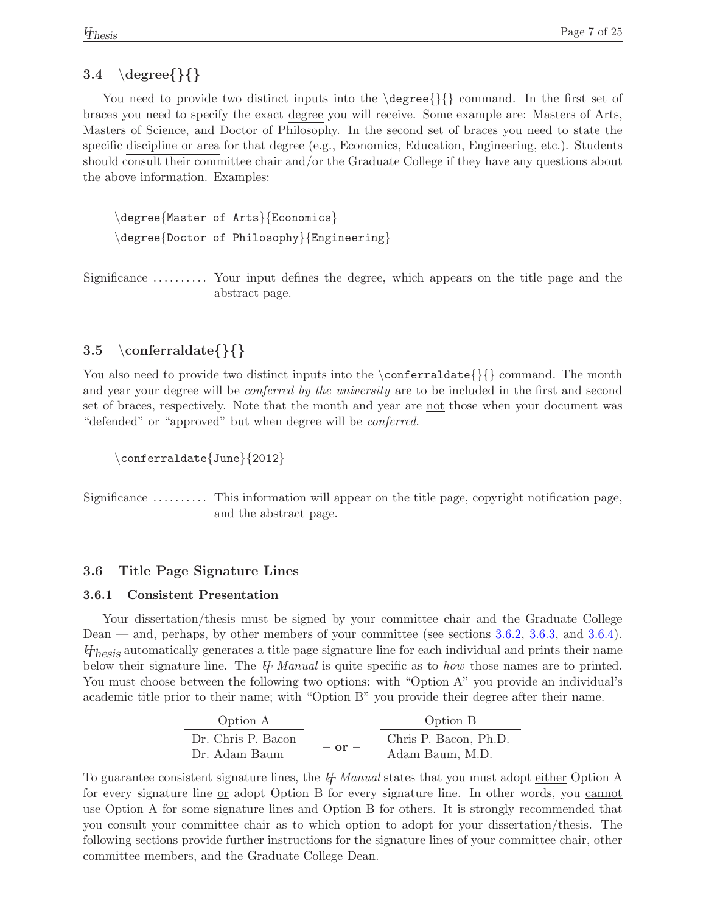### 3.4 \degree{}{}

You need to provide two distinct inputs into the `\degree{}{}` command. In the first set of braces you need to specify the exact degree you will receive. Some example are: Masters of Arts, Masters of Science, and Doctor of Philosophy. In the second set of braces you need to state the specific discipline or area for that degree (e.g., Economics, Education, Engineering, etc.). Students should consult their committee chair and/or the Graduate College if they have any questions about the above information. Examples:

```
\degree{Master of Arts}{Economics}
\degree{Doctor of Philosophy}{Engineering}
```

Significance .......... Your input defines the degree, which appears on the title page and the abstract page.

### 3.5 \conferraldate{}{}

You also need to provide two distinct inputs into the `\conferraldate{}{}` command. The month and year your degree will be *conferred by the university* are to be included in the first and second set of braces, respectively. Note that the month and year are not those when your document was "defended" or "approved" but when degree will be *conferred*.

```
\conferraldate{June}{2012}
```

Significance .......... This information will appear on the title page, copyright notification page, and the abstract page.

### 3.6 Title Page Signature Lines

#### 3.6.1 Consistent Presentation

Your dissertation/thesis must be signed by your committee chair and the Graduate College Dean — and, perhaps, by other members of your committee (see sections 3.6.2, 3.6.3, and 3.6.4). UThesis automatically generates a title page signature line for each individual and prints their name below their signature line. The U *Manual* is quite specific as to *how* those names are to printed. You must choose between the following two options: with "Option A" you provide an individual's academic title prior to their name; with "Option B" you provide their degree after their name.

| Option A | | Option B |
|---|---|---|
| Dr. Chris P. Bacon | **– or –** | Chris P. Bacon, Ph.D. |
| Dr. Adam Baum | | Adam Baum, M.D. |

To guarantee consistent signature lines, the U *Manual* states that you must adopt either Option A for every signature line or adopt Option B for every signature line. In other words, you cannot use Option A for some signature lines and Option B for others. It is strongly recommended that you consult your committee chair as to which option to adopt for your dissertation/thesis. The following sections provide further instructions for the signature lines of your committee chair, other committee members, and the Graduate College Dean.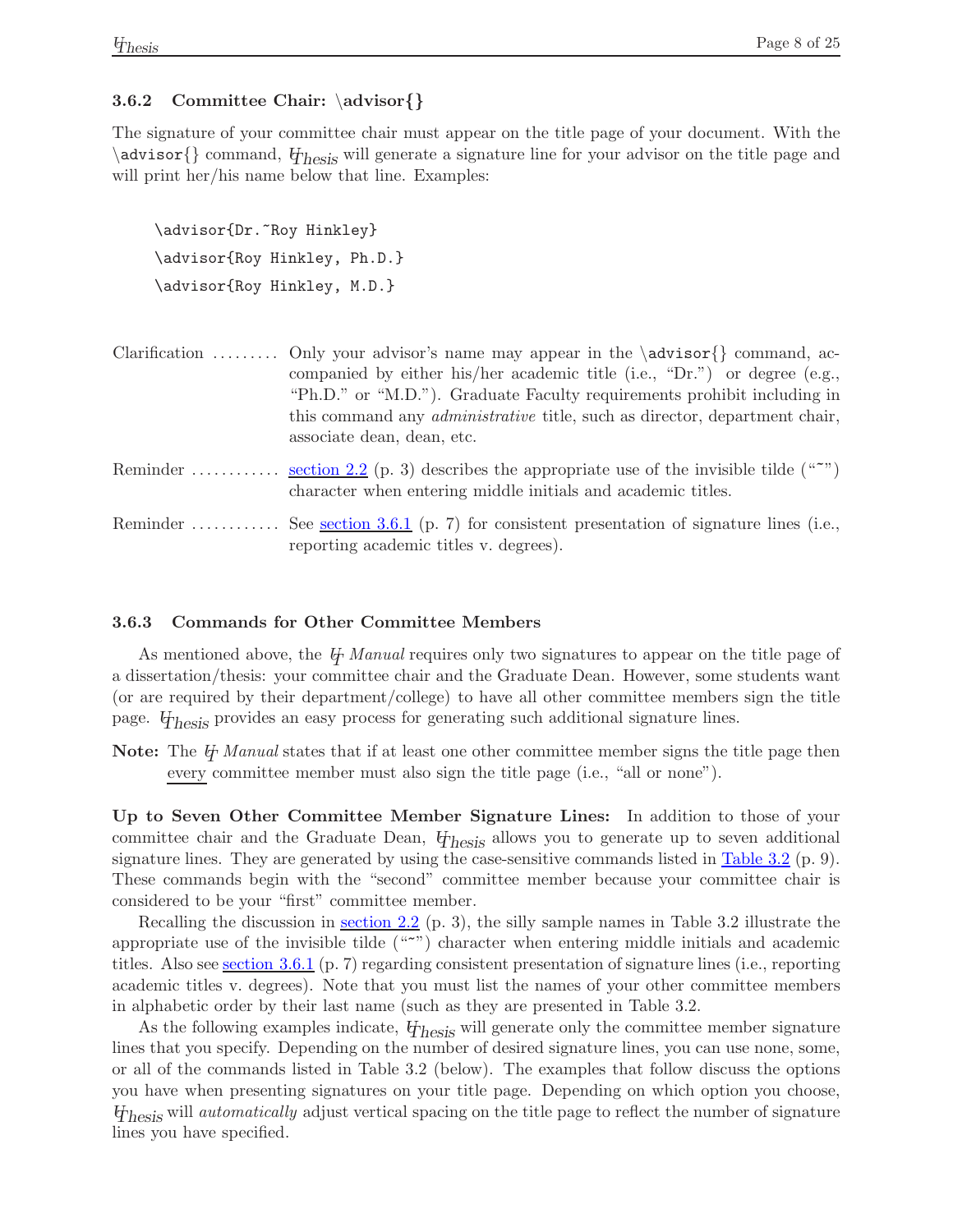### 3.6.2 Committee Chair: \advisor{}

The signature of your committee chair must appear on the title page of your document. With the `\advisor{}` command, UThesis will generate a signature line for your advisor on the title page and will print her/his name below that line. Examples:

```
\advisor{Dr.~Roy Hinkley}
\advisor{Roy Hinkley, Ph.D.}
\advisor{Roy Hinkley, M.D.}
```

Clarification ......... Only your advisor's name may appear in the `\advisor{}` command, accompanied by either his/her academic title (i.e., "Dr.") or degree (e.g., "Ph.D." or "M.D."). Graduate Faculty requirements prohibit including in this command any *administrative* title, such as director, department chair, associate dean, dean, etc.

Reminder ............ section 2.2 (p. 3) describes the appropriate use of the invisible tilde ("~") character when entering middle initials and academic titles.

Reminder ............ See section 3.6.1 (p. 7) for consistent presentation of signature lines (i.e., reporting academic titles v. degrees).

### 3.6.3 Commands for Other Committee Members

As mentioned above, the UT *Manual* requires only two signatures to appear on the title page of a dissertation/thesis: your committee chair and the Graduate Dean. However, some students want (or are required by their department/college) to have all other committee members sign the title page. UThesis provides an easy process for generating such additional signature lines.

**Note:** The UT *Manual* states that if at least one other committee member signs the title page then every committee member must also sign the title page (i.e., "all or none").

**Up to Seven Other Committee Member Signature Lines:** In addition to those of your committee chair and the Graduate Dean, UThesis allows you to generate up to seven additional signature lines. They are generated by using the case-sensitive commands listed in Table 3.2 (p. 9). These commands begin with the "second" committee member because your committee chair is considered to be your "first" committee member.

Recalling the discussion in section 2.2 (p. 3), the silly sample names in Table 3.2 illustrate the appropriate use of the invisible tilde ("~") character when entering middle initials and academic titles. Also see section 3.6.1 (p. 7) regarding consistent presentation of signature lines (i.e., reporting academic titles v. degrees). Note that you must list the names of your other committee members in alphabetic order by their last name (such as they are presented in Table 3.2.

As the following examples indicate, UThesis will generate only the committee member signature lines that you specify. Depending on the number of desired signature lines, you can use none, some, or all of the commands listed in Table 3.2 (below). The examples that follow discuss the options you have when presenting signatures on your title page. Depending on which option you choose, UThesis will *automatically* adjust vertical spacing on the title page to reflect the number of signature lines you have specified.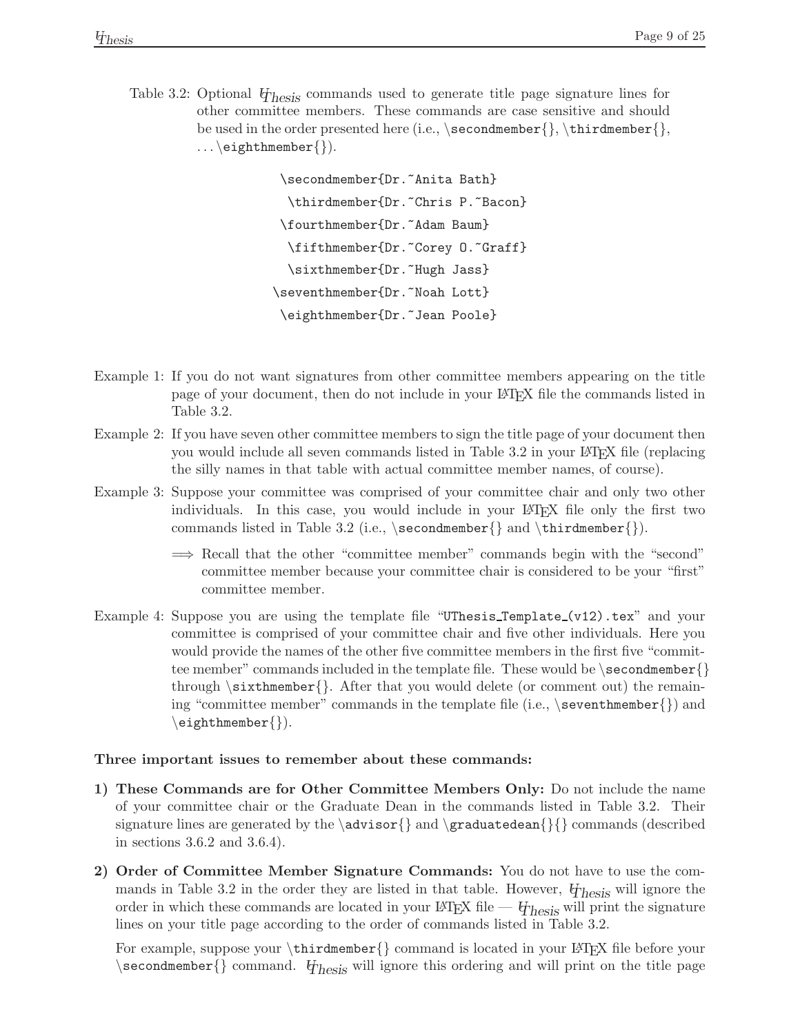Table 3.2: Optional UThesis commands used to generate title page signature lines for other committee members. These commands are case sensitive and should be used in the order presented here (i.e., `\secondmember{}`, `\thirdmember{}`, . . . `\eighthmember{}`).

```
\secondmember{Dr.~Anita Bath}
\thirdmember{Dr.~Chris P.~Bacon}
\fourthmember{Dr.~Adam Baum}
\fifthmember{Dr.~Corey O.~Graff}
\sixthmember{Dr.~Hugh Jass}
\seventhmember{Dr.~Noah Lott}
\eighthmember{Dr.~Jean Poole}
```

Example 1: If you do not want signatures from other committee members appearing on the title page of your document, then do not include in your LaTeX file the commands listed in Table 3.2.

Example 2: If you have seven other committee members to sign the title page of your document then you would include all seven commands listed in Table 3.2 in your LaTeX file (replacing the silly names in that table with actual committee member names, of course).

Example 3: Suppose your committee was comprised of your committee chair and only two other individuals. In this case, you would include in your LaTeX file only the first two commands listed in Table 3.2 (i.e., `\secondmember{}` and `\thirdmember{}`).

> ⟹ Recall that the other "committee member" commands begin with the "second" committee member because your committee chair is considered to be your "first" committee member.

Example 4: Suppose you are using the template file "`UThesis_Template_(v12).tex`" and your committee is comprised of your committee chair and five other individuals. Here you would provide the names of the other five committee members in the first five "committee member" commands included in the template file. These would be `\secondmember{}` through `\sixthmember{}`. After that you would delete (or comment out) the remaining "committee member" commands in the template file (i.e., `\seventhmember{}`) and `\eighthmember{}`).

**Three important issues to remember about these commands:**

**1) These Commands are for Other Committee Members Only:** Do not include the name of your committee chair or the Graduate Dean in the commands listed in Table 3.2. Their signature lines are generated by the `\advisor{}` and `\graduatedean{}{}` commands (described in sections 3.6.2 and 3.6.4).

**2) Order of Committee Member Signature Commands:** You do not have to use the commands in Table 3.2 in the order they are listed in that table. However, UThesis will ignore the order in which these commands are located in your LaTeX file — UThesis will print the signature lines on your title page according to the order of commands listed in Table 3.2.

For example, suppose your `\thirdmember{}` command is located in your LaTeX file before your `\secondmember{}` command. UThesis will ignore this ordering and will print on the title page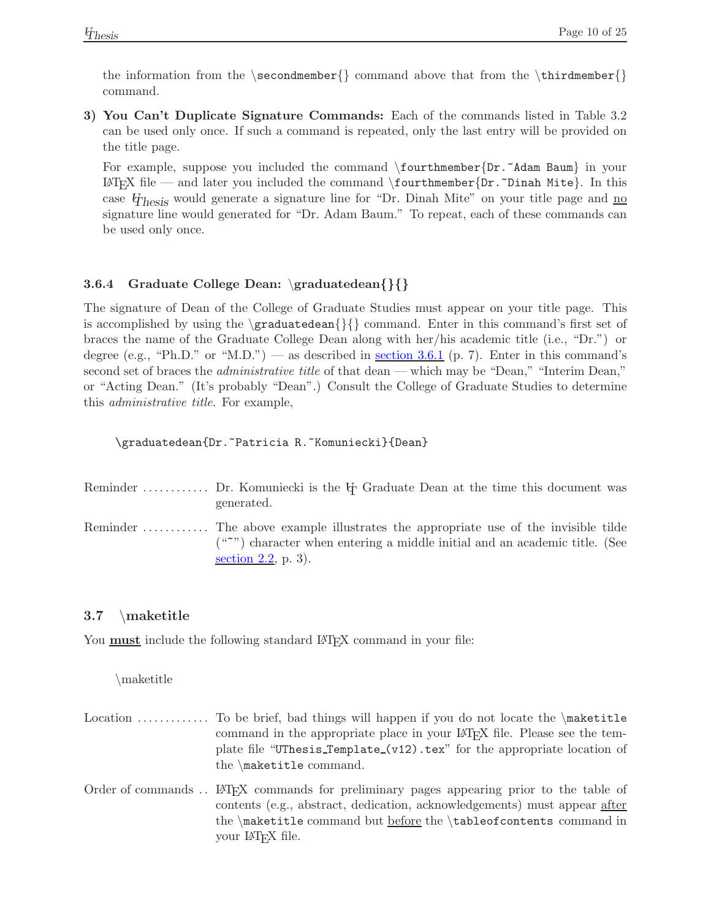the information from the \secondmember{} command above that from the \thirdmember{} command.

**3) You Can't Duplicate Signature Commands:** Each of the commands listed in Table 3.2 can be used only once. If such a command is repeated, only the last entry will be provided on the title page.

For example, suppose you included the command `\fourthmember{Dr.~Adam Baum}` in your LaTeX file — and later you included the command `\fourthmember{Dr.~Dinah Mite}`. In this case UThesis would generate a signature line for "Dr. Dinah Mite" on your title page and no signature line would generated for "Dr. Adam Baum." To repeat, each of these commands can be used only once.

### 3.6.4 Graduate College Dean: \graduatedean{}{}

The signature of Dean of the College of Graduate Studies must appear on your title page. This is accomplished by using the \graduatedean{}{} command. Enter in this command's first set of braces the name of the Graduate College Dean along with her/his academic title (i.e., "Dr.") or degree (e.g., "Ph.D." or "M.D.") — as described in section 3.6.1 (p. 7). Enter in this command's second set of braces the *administrative title* of that dean — which may be "Dean," "Interim Dean," or "Acting Dean." (It's probably "Dean".) Consult the College of Graduate Studies to determine this *administrative title*. For example,

```
\graduatedean{Dr.~Patricia R.~Komuniecki}{Dean}
```

Reminder ............ Dr. Komuniecki is the UT Graduate Dean at the time this document was generated.

Reminder ............ The above example illustrates the appropriate use of the invisible tilde ("~") character when entering a middle initial and an academic title. (See section 2.2, p. 3).

## 3.7 \maketitle

You **must** include the following standard LaTeX command in your file:

```
\maketitle
```

Location ............. To be brief, bad things will happen if you do not locate the `\maketitle` command in the appropriate place in your LaTeX file. Please see the template file "`UThesis_Template_(v12).tex`" for the appropriate location of the `\maketitle` command.

Order of commands .. LaTeX commands for preliminary pages appearing prior to the table of contents (e.g., abstract, dedication, acknowledgements) must appear after the `\maketitle` command but before the `\tableofcontents` command in your LaTeX file.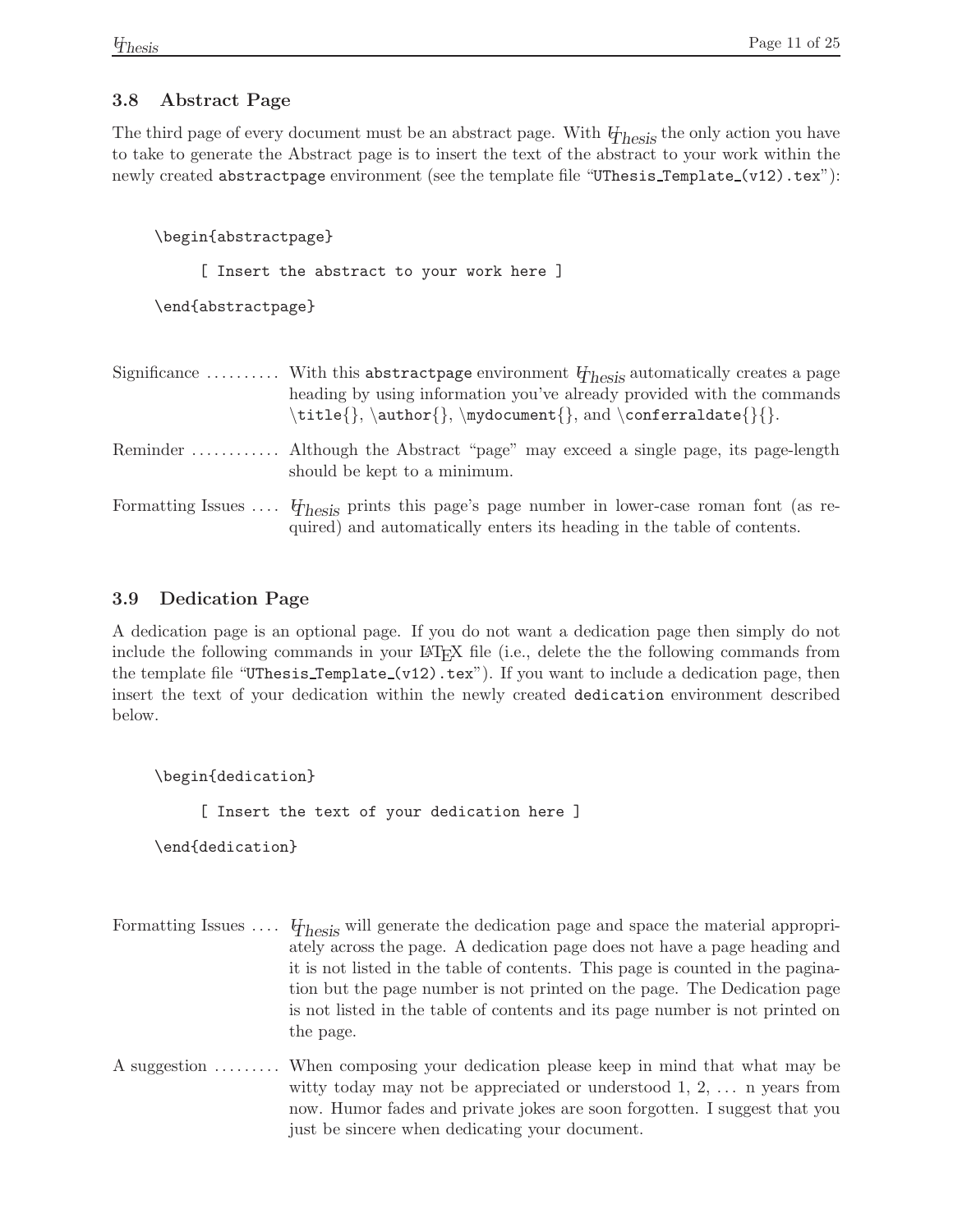## 3.8 Abstract Page

The third page of every document must be an abstract page. With UThesis the only action you have to take to generate the Abstract page is to insert the text of the abstract to your work within the newly created `abstractpage` environment (see the template file "`UThesis_Template_(v12).tex`"):

```
\begin{abstractpage}

     [ Insert the abstract to your work here ]

\end{abstractpage}
```

Significance .......... With this `abstractpage` environment UThesis automatically creates a page heading by using information you've already provided with the commands `\title{}`, `\author{}`, `\mydocument{}`, and `\conferraldate{}{}`.

Reminder ............ Although the Abstract "page" may exceed a single page, its page-length should be kept to a minimum.

Formatting Issues .... UThesis prints this page's page number in lower-case roman font (as required) and automatically enters its heading in the table of contents.

## 3.9 Dedication Page

A dedication page is an optional page. If you do not want a dedication page then simply do not include the following commands in your LaTeX file (i.e., delete the the following commands from the template file "`UThesis_Template_(v12).tex`"). If you want to include a dedication page, then insert the text of your dedication within the newly created `dedication` environment described below.

```
\begin{dedication}

     [ Insert the text of your dedication here ]

\end{dedication}
```

Formatting Issues .... UThesis will generate the dedication page and space the material appropriately across the page. A dedication page does not have a page heading and it is not listed in the table of contents. This page is counted in the pagination but the page number is not printed on the page. The Dedication page is not listed in the table of contents and its page number is not printed on the page.

A suggestion ......... When composing your dedication please keep in mind that what may be witty today may not be appreciated or understood 1, 2, ... n years from now. Humor fades and private jokes are soon forgotten. I suggest that you just be sincere when dedicating your document.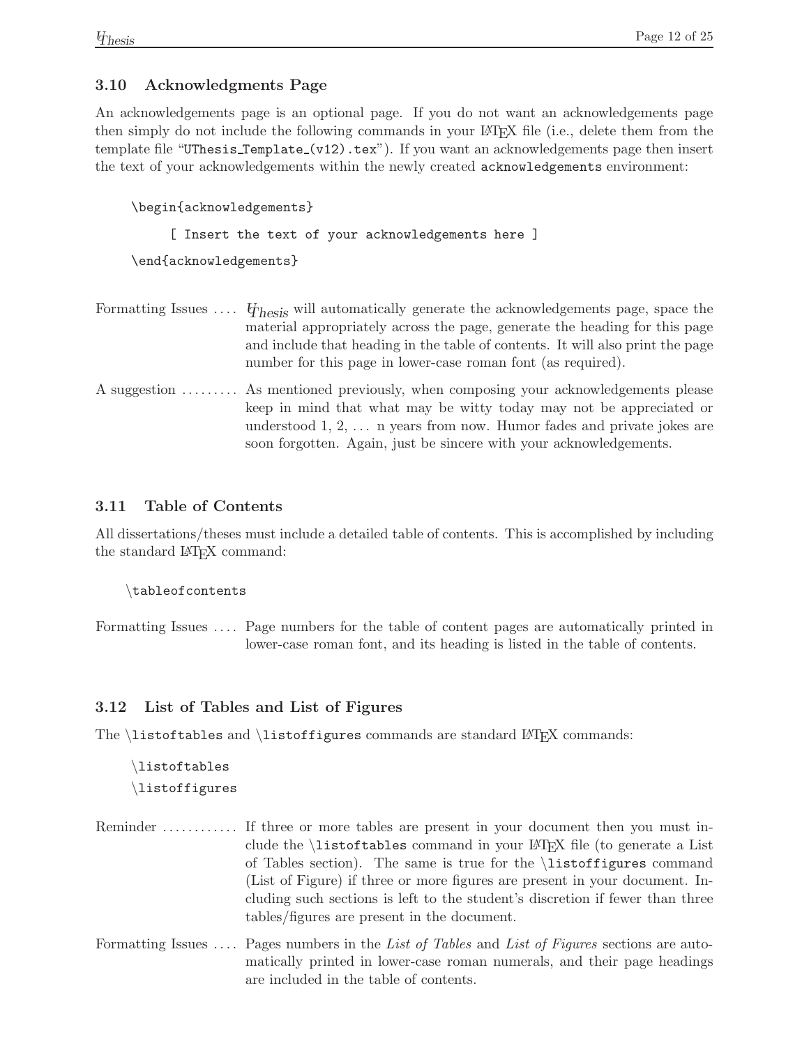### 3.10 Acknowledgments Page

An acknowledgements page is an optional page. If you do not want an acknowledgements page then simply do not include the following commands in your LaTeX file (i.e., delete them from the template file "UThesis_Template_(v12).tex"). If you want an acknowledgements page then insert the text of your acknowledgements within the newly created `acknowledgements` environment:

```
\begin{acknowledgements}

     [ Insert the text of your acknowledgements here ]

\end{acknowledgements}
```

Formatting Issues .... *UThesis* will automatically generate the acknowledgements page, space the material appropriately across the page, generate the heading for this page and include that heading in the table of contents. It will also print the page number for this page in lower-case roman font (as required).

A suggestion ......... As mentioned previously, when composing your acknowledgements please keep in mind that what may be witty today may not be appreciated or understood 1, 2, ... n years from now. Humor fades and private jokes are soon forgotten. Again, just be sincere with your acknowledgements.

### 3.11 Table of Contents

All dissertations/theses must include a detailed table of contents. This is accomplished by including the standard LaTeX command:

```
\tableofcontents
```

Formatting Issues .... Page numbers for the table of content pages are automatically printed in lower-case roman font, and its heading is listed in the table of contents.

### 3.12 List of Tables and List of Figures

The `\listoftables` and `\listoffigures` commands are standard LaTeX commands:

```
\listoftables
\listoffigures
```

Reminder ............ If three or more tables are present in your document then you must include the `\listoftables` command in your LaTeX file (to generate a List of Tables section). The same is true for the `\listoffigures` command (List of Figure) if three or more figures are present in your document. Including such sections is left to the student's discretion if fewer than three tables/figures are present in the document.

Formatting Issues .... Pages numbers in the *List of Tables* and *List of Figures* sections are automatically printed in lower-case roman numerals, and their page headings are included in the table of contents.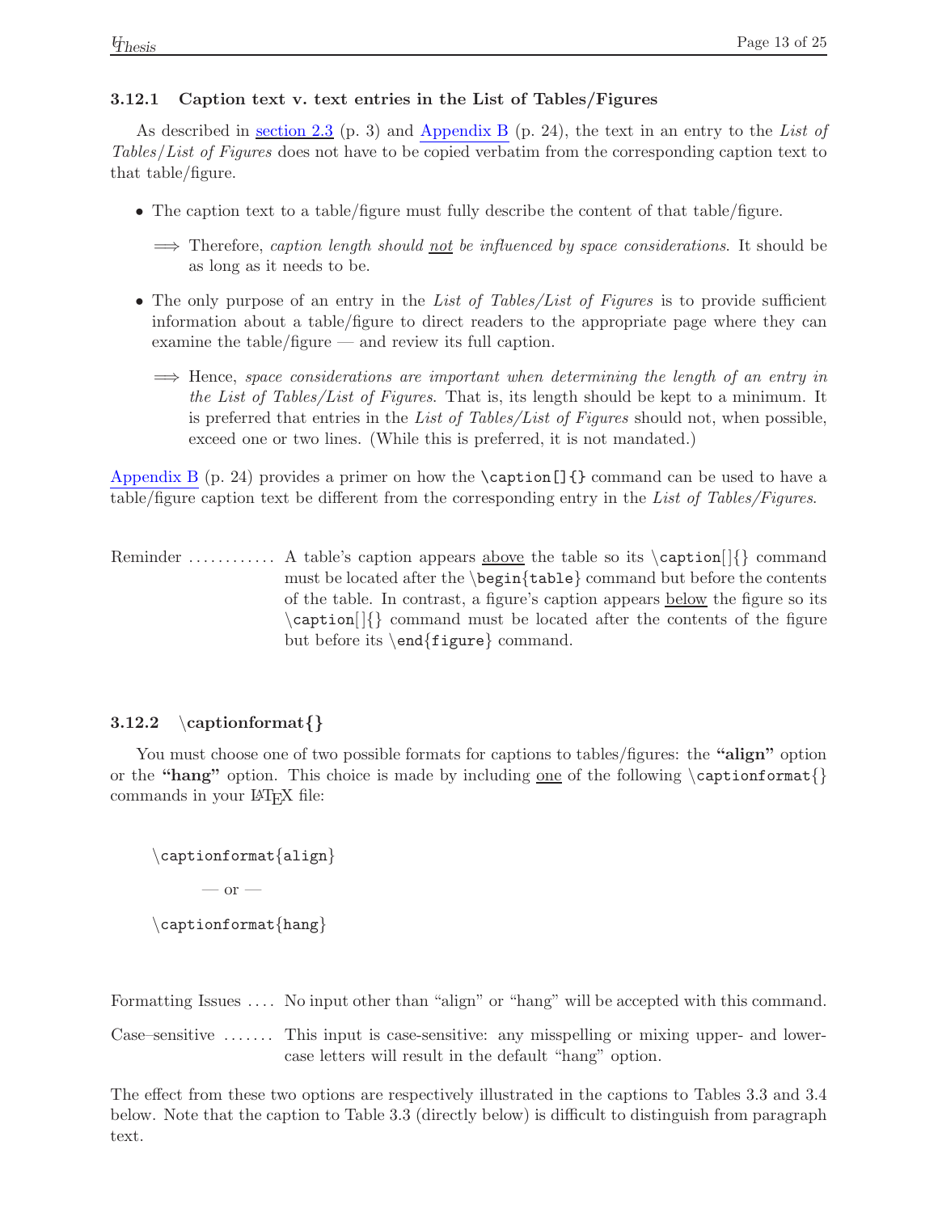### 3.12.1 Caption text v. text entries in the List of Tables/Figures

As described in section 2.3 (p. 3) and Appendix B (p. 24), the text in an entry to the *List of Tables/List of Figures* does not have to be copied verbatim from the corresponding caption text to that table/figure.

- The caption text to a table/figure must fully describe the content of that table/figure.

  $\Longrightarrow$ Therefore, *caption length should not be influenced by space considerations*. It should be as long as it needs to be.

- The only purpose of an entry in the *List of Tables/List of Figures* is to provide sufficient information about a table/figure to direct readers to the appropriate page where they can examine the table/figure — and review its full caption.

  $\Longrightarrow$ Hence, *space considerations are important when determining the length of an entry in the List of Tables/List of Figures*. That is, its length should be kept to a minimum. It is preferred that entries in the *List of Tables/List of Figures* should not, when possible, exceed one or two lines. (While this is preferred, it is not mandated.)

Appendix B (p. 24) provides a primer on how the `\caption[]{}` command can be used to have a table/figure caption text be different from the corresponding entry in the *List of Tables/Figures*.

Reminder ............ A table's caption appears above the table so its `\caption[]{}` command must be located after the `\begin{table}` command but before the contents of the table. In contrast, a figure's caption appears below the figure so its `\caption[]{}` command must be located after the contents of the figure but before its `\end{figure}` command.

### 3.12.2 \captionformat{}

You must choose one of two possible formats for captions to tables/figures: the **"align"** option or the **"hang"** option. This choice is made by including one of the following `\captionformat{}` commands in your LaTeX file:

```
\captionformat{align}
```

— or —

```
\captionformat{hang}
```

Formatting Issues .... No input other than "align" or "hang" will be accepted with this command.

Case–sensitive ....... This input is case-sensitive: any misspelling or mixing upper- and lower-case letters will result in the default "hang" option.

The effect from these two options are respectively illustrated in the captions to Tables 3.3 and 3.4 below. Note that the caption to Table 3.3 (directly below) is difficult to distinguish from paragraph text.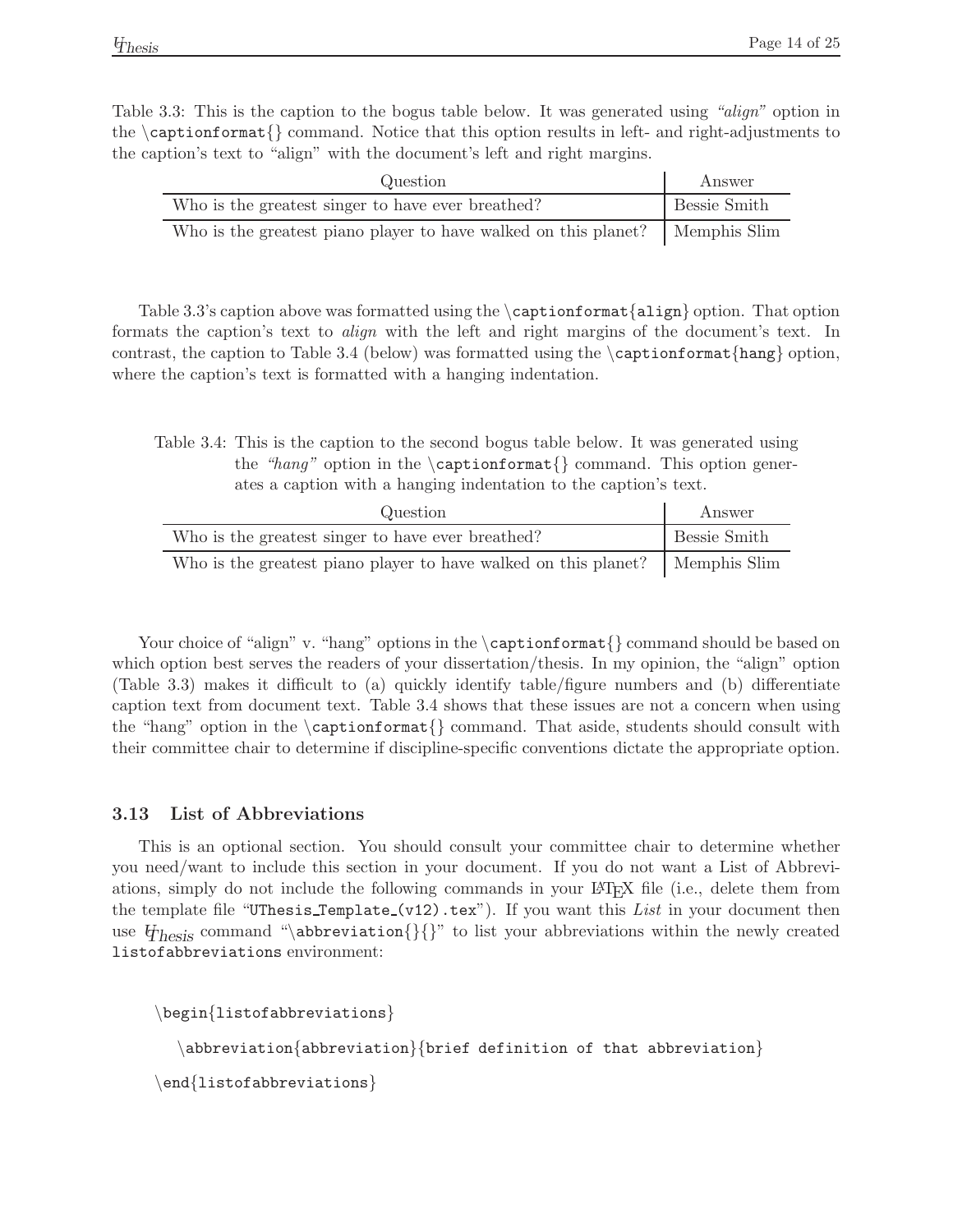Table 3.3: This is the caption to the bogus table below. It was generated using *"align"* option in the \captionformat{} command. Notice that this option results in left- and right-adjustments to the caption's text to "align" with the document's left and right margins.

| Question | Answer |
|---|---|
| Who is the greatest singer to have ever breathed? | Bessie Smith |
| Who is the greatest piano player to have walked on this planet? | Memphis Slim |

Table 3.3's caption above was formatted using the \captionformat{align} option. That option formats the caption's text to *align* with the left and right margins of the document's text. In contrast, the caption to Table 3.4 (below) was formatted using the \captionformat{hang} option, where the caption's text is formatted with a hanging indentation.

Table 3.4: This is the caption to the second bogus table below. It was generated using the *"hang"* option in the \captionformat{} command. This option generates a caption with a hanging indentation to the caption's text.

| Question | Answer |
|---|---|
| Who is the greatest singer to have ever breathed? | Bessie Smith |
| Who is the greatest piano player to have walked on this planet? | Memphis Slim |

Your choice of "align" v. "hang" options in the \captionformat{} command should be based on which option best serves the readers of your dissertation/thesis. In my opinion, the "align" option (Table 3.3) makes it difficult to (a) quickly identify table/figure numbers and (b) differentiate caption text from document text. Table 3.4 shows that these issues are not a concern when using the "hang" option in the \captionformat{} command. That aside, students should consult with their committee chair to determine if discipline-specific conventions dictate the appropriate option.

### 3.13 List of Abbreviations

This is an optional section. You should consult your committee chair to determine whether you need/want to include this section in your document. If you do not want a List of Abbreviations, simply do not include the following commands in your LaTeX file (i.e., delete them from the template file "UThesis_Template_(v12).tex"). If you want this *List* in your document then use UThesis command "\abbreviation{}{}" to list your abbreviations within the newly created listofabbreviations environment:

```
\begin{listofabbreviations}

   \abbreviation{abbreviation}{brief definition of that abbreviation}

\end{listofabbreviations}
```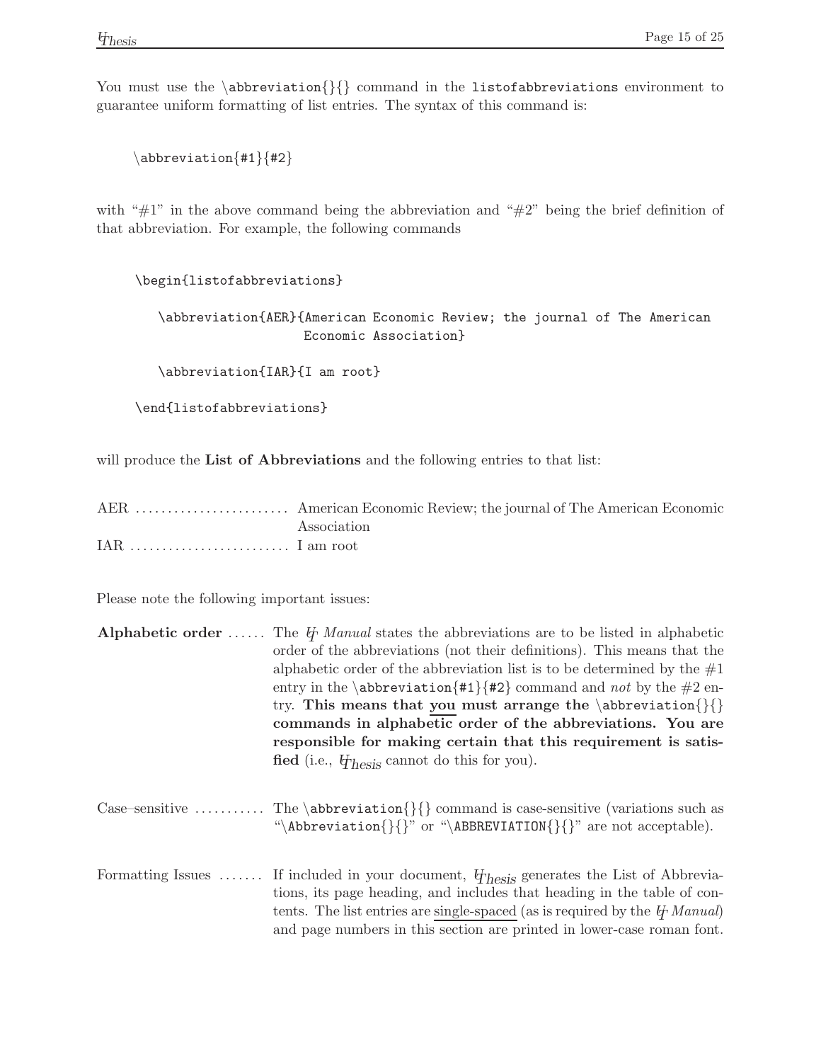You must use the `\abbreviation{}{}` command in the `listofabbreviations` environment to guarantee uniform formatting of list entries. The syntax of this command is:

```
\abbreviation{#1}{#2}
```

with "#1" in the above command being the abbreviation and "#2" being the brief definition of that abbreviation. For example, the following commands

```
\begin{listofabbreviations}

   \abbreviation{AER}{American Economic Review; the journal of The American
                      Economic Association}

   \abbreviation{IAR}{I am root}

\end{listofabbreviations}
```

will produce the **List of Abbreviations** and the following entries to that list:

AER ........................ American Economic Review; the journal of The American Economic Association
IAR ......................... I am root

Please note the following important issues:

**Alphabetic order** ...... The UT *Manual* states the abbreviations are to be listed in alphabetic order of the abbreviations (not their definitions). This means that the alphabetic order of the abbreviation list is to be determined by the #1 entry in the `\abbreviation{#1}{#2}` command and *not* by the #2 entry. **This means that you must arrange the `\abbreviation{}{}` commands in alphabetic order of the abbreviations. You are responsible for making certain that this requirement is satisfied** (i.e., UThesis cannot do this for you).

Case–sensitive ........... The `\abbreviation{}{}` command is case-sensitive (variations such as "`\Abbreviation{}{}`" or "`\ABBREVIATION{}{}`" are not acceptable).

Formatting Issues ....... If included in your document, UThesis generates the List of Abbreviations, its page heading, and includes that heading in the table of contents. The list entries are single-spaced (as is required by the UT *Manual*) and page numbers in this section are printed in lower-case roman font.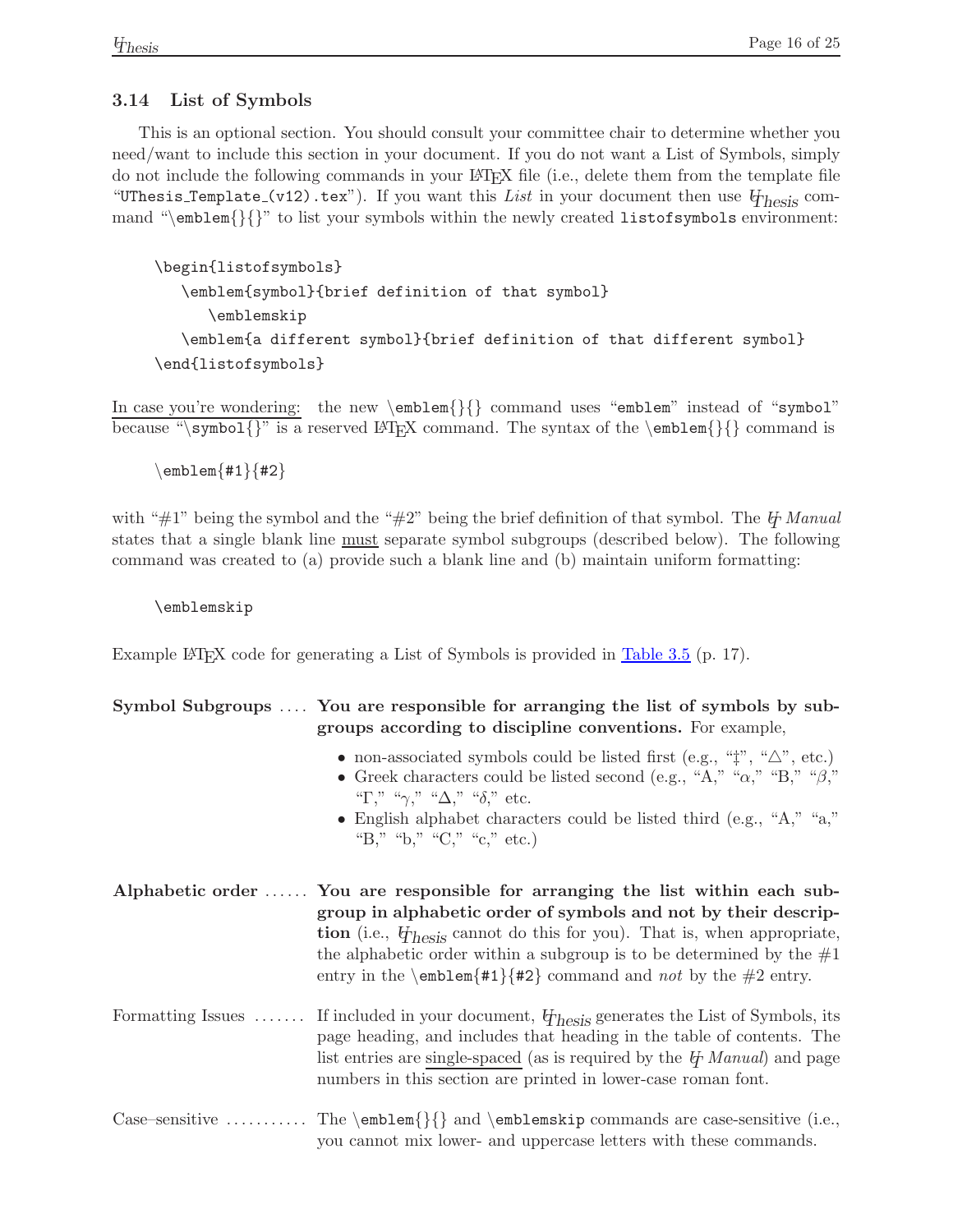### 3.14 List of Symbols

This is an optional section. You should consult your committee chair to determine whether you need/want to include this section in your document. If you do not want a List of Symbols, simply do not include the following commands in your LaTeX file (i.e., delete them from the template file "`UThesis_Template_(v12).tex`"). If you want this *List* in your document then use *UThesis* command "`\emblem{}{}`" to list your symbols within the newly created `listofsymbols` environment:

```
\begin{listofsymbols}
   \emblem{symbol}{brief definition of that symbol}
      \emblemskip
   \emblem{a different symbol}{brief definition of that different symbol}
\end{listofsymbols}
```

In case you're wondering: the new `\emblem{}{}` command uses "`emblem`" instead of "`symbol`" because "`\symbol{}`" is a reserved LaTeX command. The syntax of the `\emblem{}{}` command is

```
\emblem{#1}{#2}
```

with "#1" being the symbol and the "#2" being the brief definition of that symbol. The *U Manual* states that a single blank line must separate symbol subgroups (described below). The following command was created to (a) provide such a blank line and (b) maintain uniform formatting:

```
\emblemskip
```

Example LaTeX code for generating a List of Symbols is provided in Table 3.5 (p. 17).

**Symbol Subgroups** .... **You are responsible for arranging the list of symbols by subgroups according to discipline conventions.** For example,

- non-associated symbols could be listed first (e.g., "‡", "△", etc.)
- Greek characters could be listed second (e.g., "A," "$\alpha$," "B," "$\beta$," "Γ," "$\gamma$," "Δ," "$\delta$," etc.
- English alphabet characters could be listed third (e.g., "A," "a," "B," "b," "C," "c," etc.)

**Alphabetic order** ...... **You are responsible for arranging the list within each subgroup in alphabetic order of symbols and not by their description** (i.e., *UThesis* cannot do this for you). That is, when appropriate, the alphabetic order within a subgroup is to be determined by the #1 entry in the `\emblem{#1}{#2}` command and *not* by the #2 entry.

Formatting Issues ....... If included in your document, *UThesis* generates the List of Symbols, its page heading, and includes that heading in the table of contents. The list entries are single-spaced (as is required by the *U Manual*) and page numbers in this section are printed in lower-case roman font.

Case–sensitive ........... The `\emblem{}{}` and `\emblemskip` commands are case-sensitive (i.e., you cannot mix lower- and uppercase letters with these commands.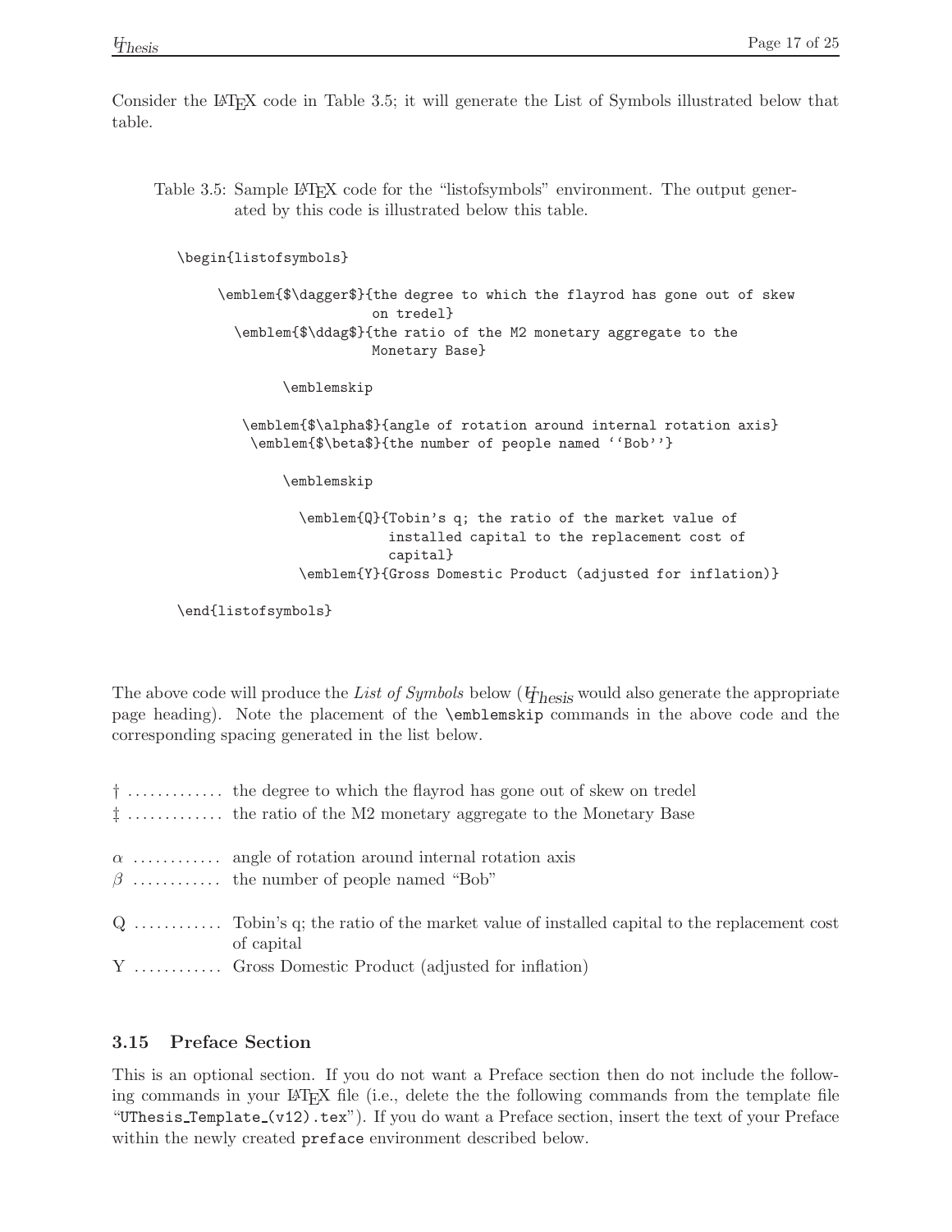Consider the LaTeX code in Table 3.5; it will generate the List of Symbols illustrated below that table.

Table 3.5: Sample LaTeX code for the "listofsymbols" environment. The output generated by this code is illustrated below this table.

```
\begin{listofsymbols}

     \emblem{$\dagger$}{the degree to which the flayrod has gone out of skew
                        on tredel}
       \emblem{$\ddag$}{the ratio of the M2 monetary aggregate to the
                        Monetary Base}

             \emblemskip

          \emblem{$\alpha$}{angle of rotation around internal rotation axis}
           \emblem{$\beta$}{the number of people named ``Bob''}

             \emblemskip

               \emblem{Q}{Tobin's q; the ratio of the market value of
                          installed capital to the replacement cost of
                          capital}
               \emblem{Y}{Gross Domestic Product (adjusted for inflation)}

\end{listofsymbols}
```

The above code will produce the *List of Symbols* below (UThesis would also generate the appropriate page heading). Note the placement of the `\emblemskip` commands in the above code and the corresponding spacing generated in the list below.

† ............. the degree to which the flayrod has gone out of skew on tredel
‡ ............. the ratio of the M2 monetary aggregate to the Monetary Base

$\alpha$ ............ angle of rotation around internal rotation axis
$\beta$ ............ the number of people named "Bob"

Q ............ Tobin's q; the ratio of the market value of installed capital to the replacement cost of capital
Y ............ Gross Domestic Product (adjusted for inflation)

### 3.15 Preface Section

This is an optional section. If you do not want a Preface section then do not include the following commands in your LaTeX file (i.e., delete the the following commands from the template file "UThesis_Template_(v12).tex"). If you do want a Preface section, insert the text of your Preface within the newly created `preface` environment described below.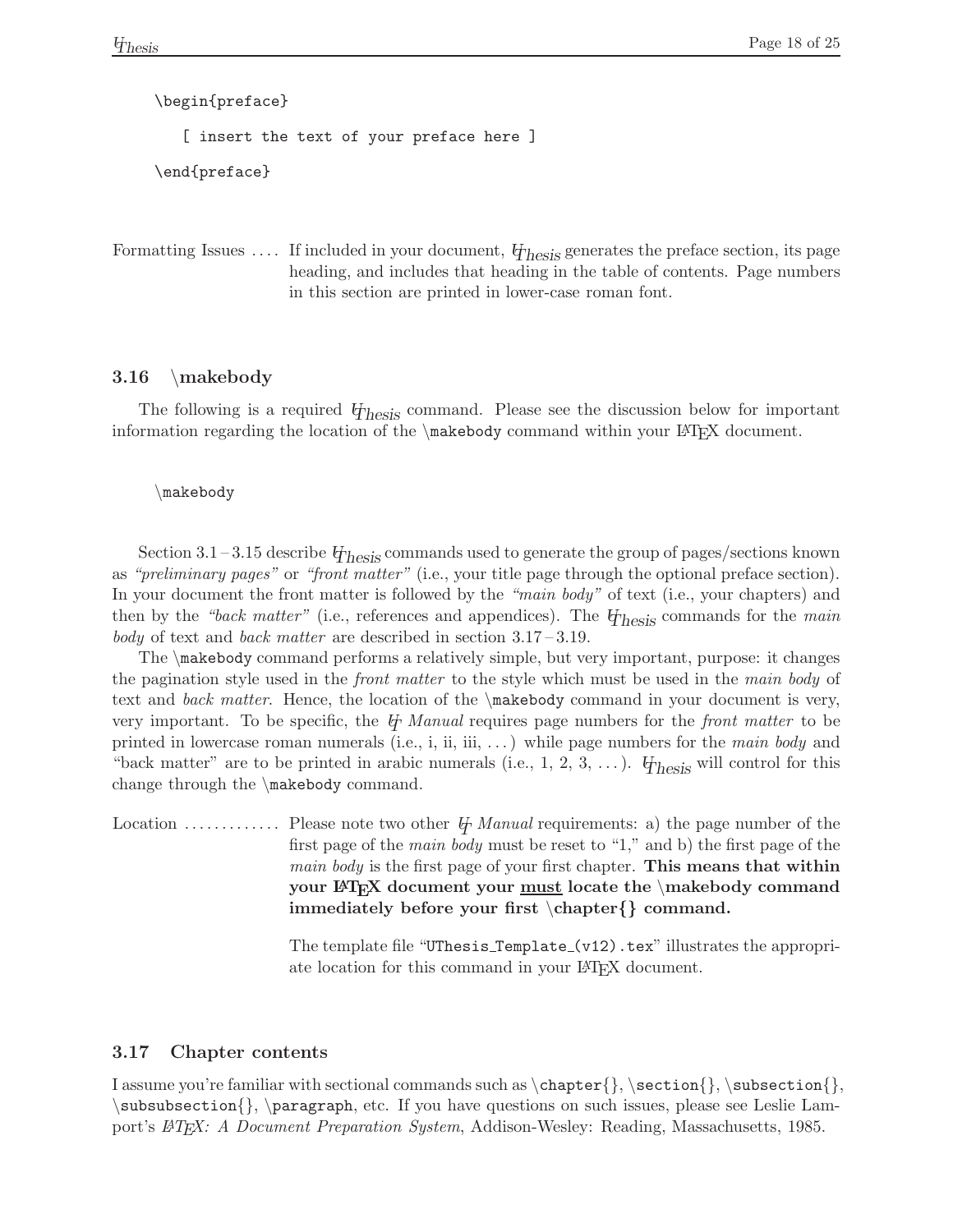```
\begin{preface}

   [ insert the text of your preface here ]

\end{preface}
```

Formatting Issues .... If included in your document, UThesis generates the preface section, its page heading, and includes that heading in the table of contents. Page numbers in this section are printed in lower-case roman font.

### 3.16 \makebody

The following is a required UThesis command. Please see the discussion below for important information regarding the location of the `\makebody` command within your LaTeX document.

```
\makebody
```

Section 3.1 – 3.15 describe UThesis commands used to generate the group of pages/sections known as *"preliminary pages"* or *"front matter"* (i.e., your title page through the optional preface section). In your document the front matter is followed by the *"main body"* of text (i.e., your chapters) and then by the *"back matter"* (i.e., references and appendices). The UThesis commands for the *main body* of text and *back matter* are described in section 3.17 – 3.19.

The `\makebody` command performs a relatively simple, but very important, purpose: it changes the pagination style used in the *front matter* to the style which must be used in the *main body* of text and *back matter*. Hence, the location of the `\makebody` command in your document is very, very important. To be specific, the UT *Manual* requires page numbers for the *front matter* to be printed in lowercase roman numerals (i.e., i, ii, iii, ...) while page numbers for the *main body* and "back matter" are to be printed in arabic numerals (i.e., 1, 2, 3, ...). UThesis will control for this change through the `\makebody` command.

Location ............ Please note two other UT *Manual* requirements: a) the page number of the first page of the *main body* must be reset to "1," and b) the first page of the *main body* is the first page of your first chapter. **This means that within your LaTeX document your <u>must</u> locate the \makebody command immediately before your first \chapter{} command.**

The template file "`UThesis_Template_(v12).tex`" illustrates the appropriate location for this command in your LaTeX document.

### 3.17 Chapter contents

I assume you're familiar with sectional commands such as \chapter{}, \section{}, \subsection{}, \subsubsection{}, \paragraph, etc. If you have questions on such issues, please see Leslie Lamport's *LaTeX: A Document Preparation System*, Addison-Wesley: Reading, Massachusetts, 1985.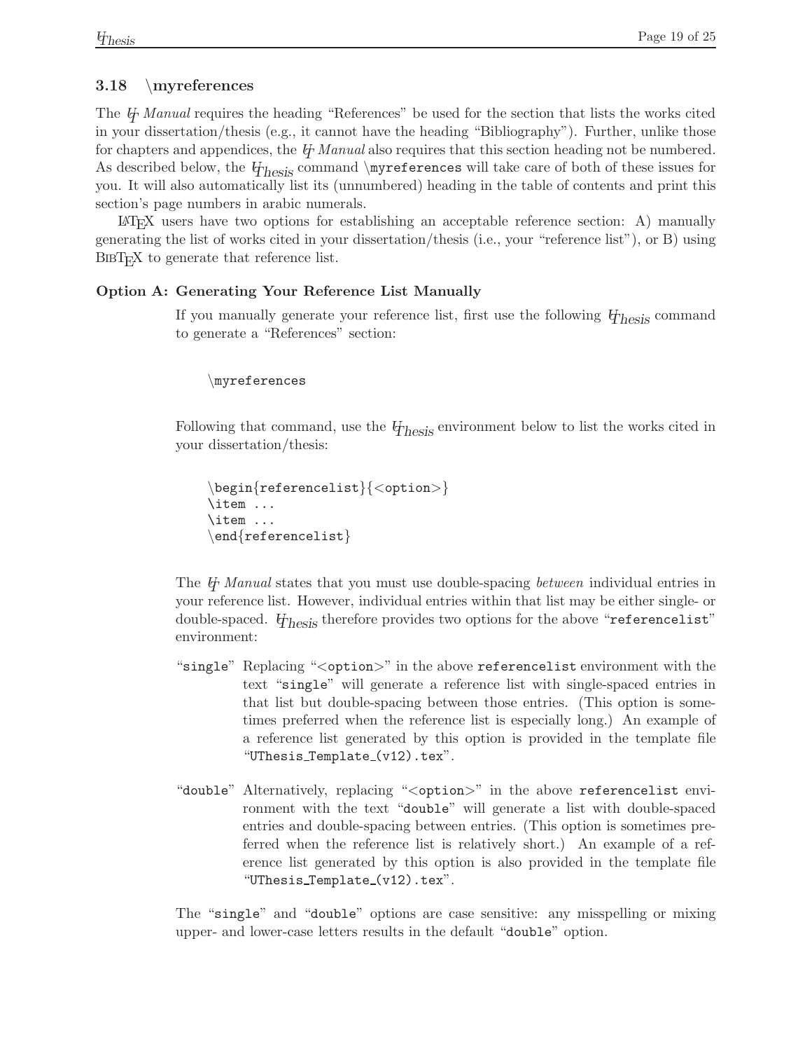## 3.18 \myreferences

The *U Manual* requires the heading "References" be used for the section that lists the works cited in your dissertation/thesis (e.g., it cannot have the heading "Bibliography"). Further, unlike those for chapters and appendices, the *U Manual* also requires that this section heading not be numbered. As described below, the *UThesis* command `\myreferences` will take care of both of these issues for you. It will also automatically list its (unnumbered) heading in the table of contents and print this section's page numbers in arabic numerals.

LaTeX users have two options for establishing an acceptable reference section: A) manually generating the list of works cited in your dissertation/thesis (i.e., your "reference list"), or B) using BibTeX to generate that reference list.

**Option A: Generating Your Reference List Manually**

If you manually generate your reference list, first use the following *UThesis* command to generate a "References" section:

```
\myreferences
```

Following that command, use the *UThesis* environment below to list the works cited in your dissertation/thesis:

```
\begin{referencelist}{<option>}
\item ...
\item ...
\end{referencelist}
```

The *U Manual* states that you must use double-spacing *between* individual entries in your reference list. However, individual entries within that list may be either single- or double-spaced. *UThesis* therefore provides two options for the above "`referencelist`" environment:

"`single`" Replacing "`<option>`" in the above `referencelist` environment with the text "`single`" will generate a reference list with single-spaced entries in that list but double-spacing between those entries. (This option is sometimes preferred when the reference list is especially long.) An example of a reference list generated by this option is provided in the template file "`UThesis_Template_(v12).tex`".

"`double`" Alternatively, replacing "`<option>`" in the above `referencelist` environment with the text "`double`" will generate a list with double-spaced entries and double-spacing between entries. (This option is sometimes preferred when the reference list is relatively short.) An example of a reference list generated by this option is also provided in the template file "`UThesis_Template_(v12).tex`".

The "`single`" and "`double`" options are case sensitive: any misspelling or mixing upper- and lower-case letters results in the default "`double`" option.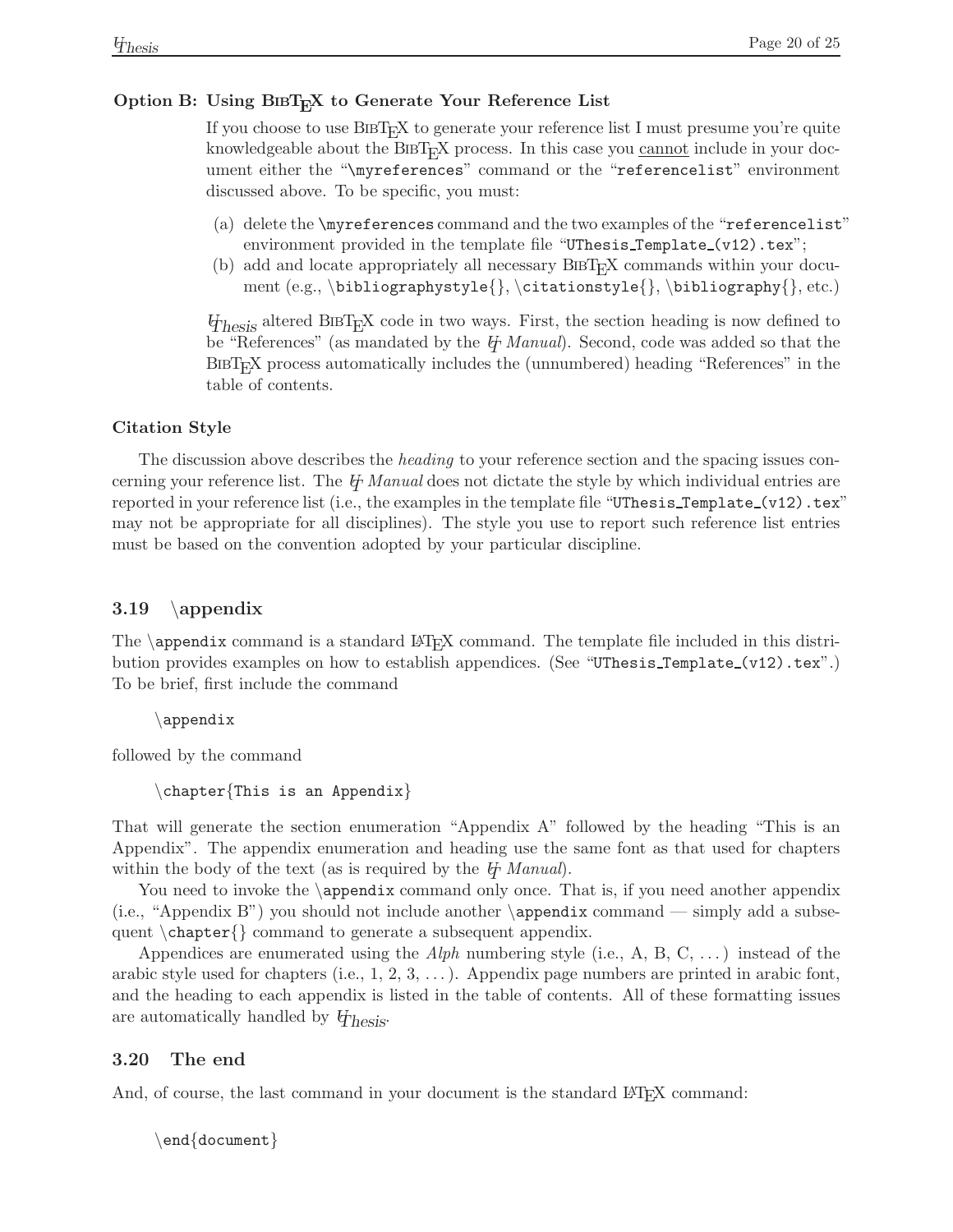#### Option B: Using BibTeX to Generate Your Reference List

If you choose to use BibTeX to generate your reference list I must presume you're quite knowledgeable about the BibTeX process. In this case you <u>cannot</u> include in your document either the "`\myreferences`" command or the "`referencelist`" environment discussed above. To be specific, you must:

(a) delete the `\myreferences` command and the two examples of the "`referencelist`" environment provided in the template file "`UThesis_Template_(v12).tex`";

(b) add and locate appropriately all necessary BibTeX commands within your document (e.g., `\bibliographystyle{}`, `\citationstyle{}`, `\bibliography{}`, etc.)

UThesis altered BibTeX code in two ways. First, the section heading is now defined to be "References" (as mandated by the *UT Manual*). Second, code was added so that the BibTeX process automatically includes the (unnumbered) heading "References" in the table of contents.

#### Citation Style

The discussion above describes the *heading* to your reference section and the spacing issues concerning your reference list. The *UT Manual* does not dictate the style by which individual entries are reported in your reference list (i.e., the examples in the template file "`UThesis_Template_(v12).tex`" may not be appropriate for all disciplines). The style you use to report such reference list entries must be based on the convention adopted by your particular discipline.

### 3.19 \appendix

The `\appendix` command is a standard LaTeX command. The template file included in this distribution provides examples on how to establish appendices. (See "`UThesis_Template_(v12).tex`".) To be brief, first include the command

```
\appendix
```

followed by the command

```
\chapter{This is an Appendix}
```

That will generate the section enumeration "Appendix A" followed by the heading "This is an Appendix". The appendix enumeration and heading use the same font as that used for chapters within the body of the text (as is required by the *UT Manual*).

You need to invoke the `\appendix` command only once. That is, if you need another appendix (i.e., "Appendix B") you should not include another `\appendix` command — simply add a subsequent `\chapter{}` command to generate a subsequent appendix.

Appendices are enumerated using the *Alph* numbering style (i.e., A, B, C, ...) instead of the arabic style used for chapters (i.e., 1, 2, 3, ...). Appendix page numbers are printed in arabic font, and the heading to each appendix is listed in the table of contents. All of these formatting issues are automatically handled by UThesis.

### 3.20 The end

And, of course, the last command in your document is the standard LaTeX command:

```
\end{document}
```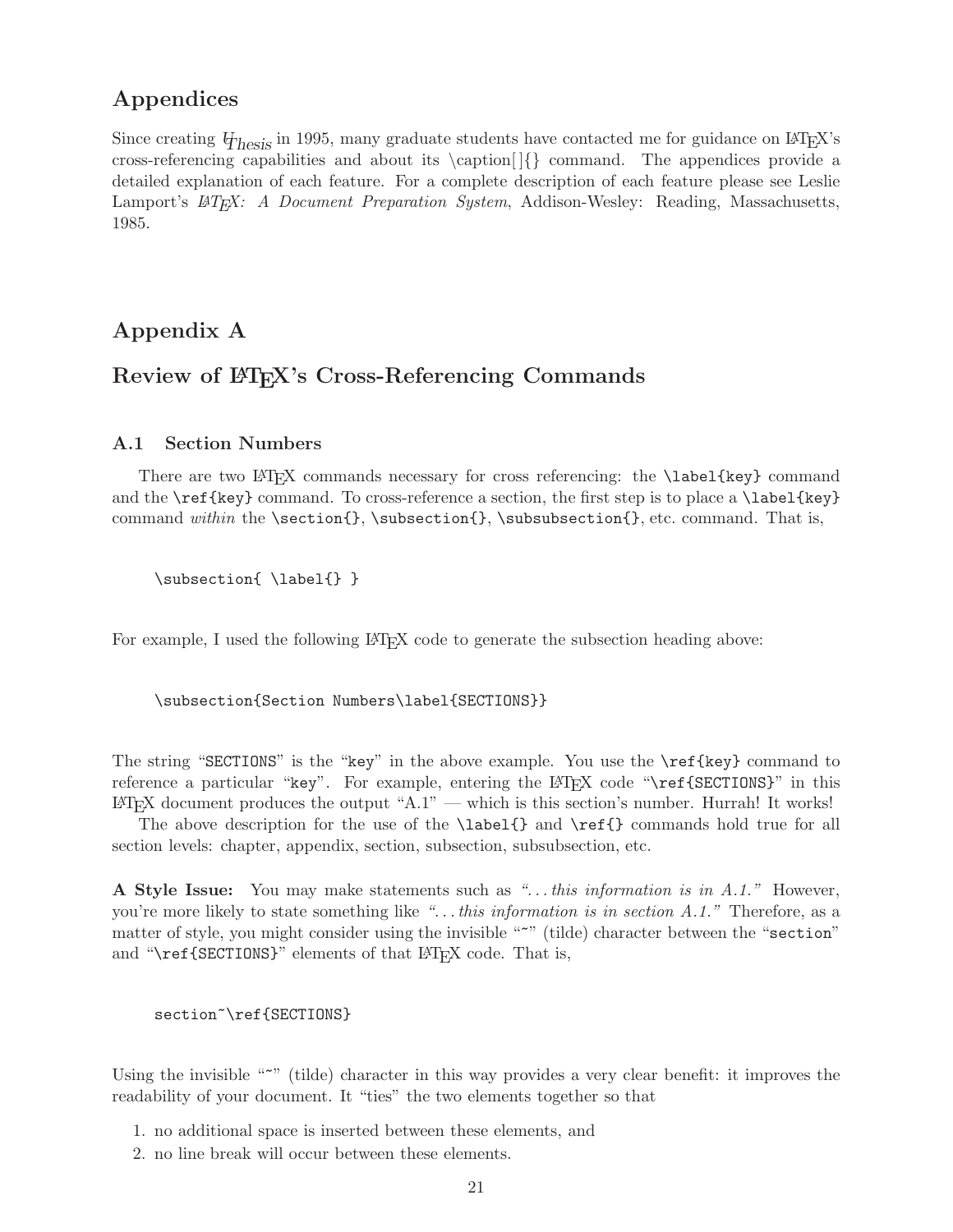## Appendices

Since creating UThesis in 1995, many graduate students have contacted me for guidance on LaTeX's cross-referencing capabilities and about its \caption[]{} command. The appendices provide a detailed explanation of each feature. For a complete description of each feature please see Leslie Lamport's *LaTeX: A Document Preparation System*, Addison-Wesley: Reading, Massachusetts, 1985.

## Appendix A

## Review of LaTeX's Cross-Referencing Commands

### A.1 Section Numbers

There are two LaTeX commands necessary for cross referencing: the `\label{key}` command and the `\ref{key}` command. To cross-reference a section, the first step is to place a `\label{key}` command *within* the `\section{}`, `\subsection{}`, `\subsubsection{}`, etc. command. That is,

```
\subsection{ \label{} }
```

For example, I used the following LaTeX code to generate the subsection heading above:

```
\subsection{Section Numbers\label{SECTIONS}}
```

The string "`SECTIONS`" is the "`key`" in the above example. You use the `\ref{key}` command to reference a particular "`key`". For example, entering the LaTeX code "`\ref{SECTIONS}`" in this LaTeX document produces the output "A.1" — which is this section's number. Hurrah! It works!

The above description for the use of the `\label{}` and `\ref{}` commands hold true for all section levels: chapter, appendix, section, subsection, subsubsection, etc.

**A Style Issue:** You may make statements such as *"...this information is in A.1."* However, you're more likely to state something like *"...this information is in section A.1."* Therefore, as a matter of style, you might consider using the invisible "`~`" (tilde) character between the "`section`" and "`\ref{SECTIONS}`" elements of that LaTeX code. That is,

```
section~\ref{SECTIONS}
```

Using the invisible "`~`" (tilde) character in this way provides a very clear benefit: it improves the readability of your document. It "ties" the two elements together so that

1. no additional space is inserted between these elements, and
2. no line break will occur between these elements.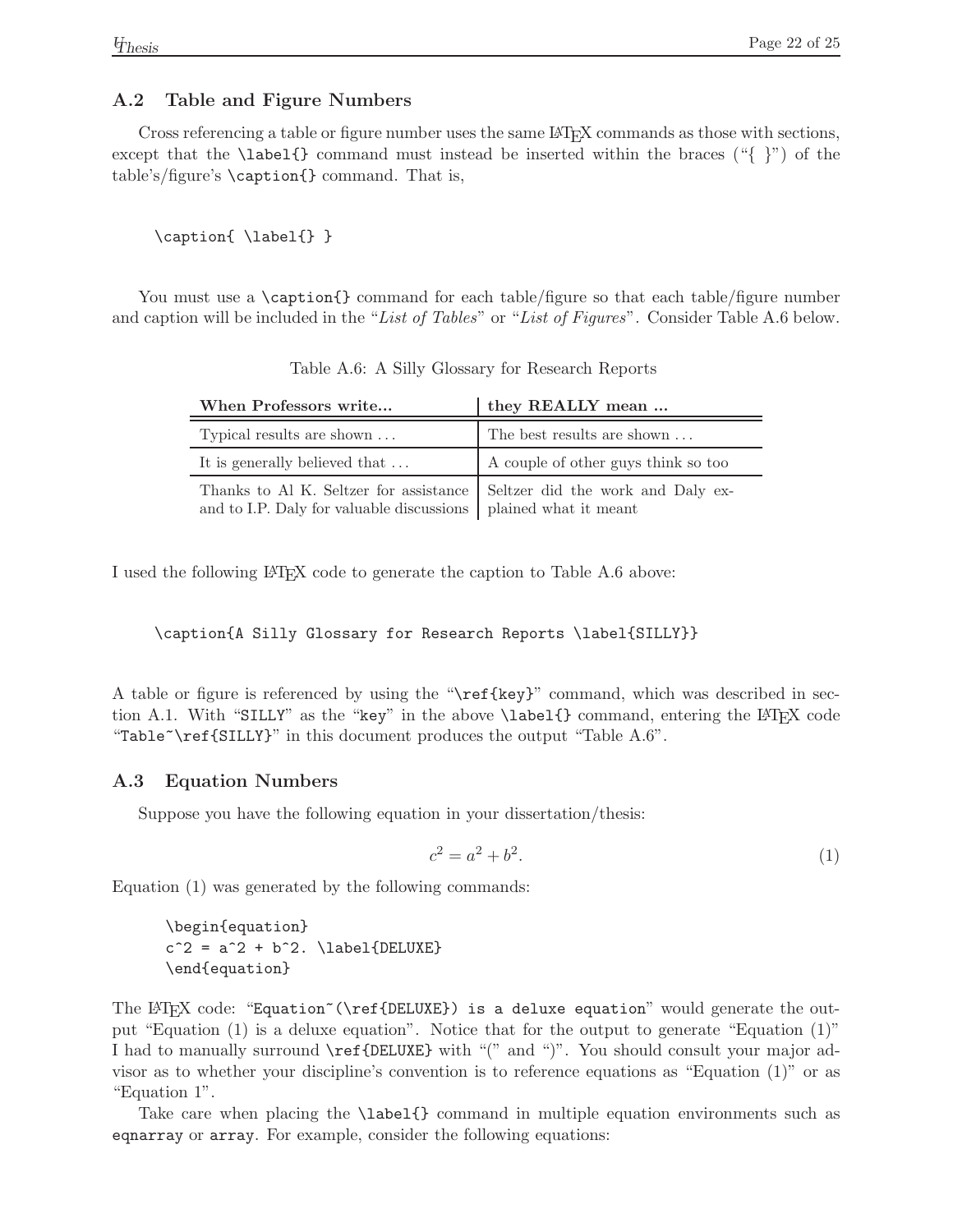## A.2 Table and Figure Numbers

Cross referencing a table or figure number uses the same LaTeX commands as those with sections, except that the `\label{}` command must instead be inserted within the braces ("{ }") of the table's/figure's `\caption{}` command. That is,

```
\caption{ \label{} }
```

You must use a `\caption{}` command for each table/figure so that each table/figure number and caption will be included in the "*List of Tables*" or "*List of Figures*". Consider Table A.6 below.

Table A.6: A Silly Glossary for Research Reports

| **When Professors write...** | **they REALLY mean ...** |
|---|---|
| Typical results are shown ... | The best results are shown ... |
| It is generally believed that ... | A couple of other guys think so too |
| Thanks to Al K. Seltzer for assistance and to I.P. Daly for valuable discussions | Seltzer did the work and Daly explained what it meant |

I used the following LaTeX code to generate the caption to Table A.6 above:

```
\caption{A Silly Glossary for Research Reports \label{SILLY}}
```

A table or figure is referenced by using the "`\ref{key}`" command, which was described in section A.1. With "`SILLY`" as the "`key`" in the above `\label{}` command, entering the LaTeX code "`Table~\ref{SILLY}`" in this document produces the output "Table A.6".

## A.3 Equation Numbers

Suppose you have the following equation in your dissertation/thesis:

$$c^2 = a^2 + b^2. \tag{1}$$

Equation (1) was generated by the following commands:

```
\begin{equation}
c^2 = a^2 + b^2. \label{DELUXE}
\end{equation}
```

The LaTeX code: "`Equation~(\ref{DELUXE}) is a deluxe equation`" would generate the output "Equation (1) is a deluxe equation". Notice that for the output to generate "Equation (1)" I had to manually surround `\ref{DELUXE}` with "(" and ")". You should consult your major advisor as to whether your discipline's convention is to reference equations as "Equation (1)" or as "Equation 1".

Take care when placing the `\label{}` command in multiple equation environments such as `eqnarray` or `array`. For example, consider the following equations: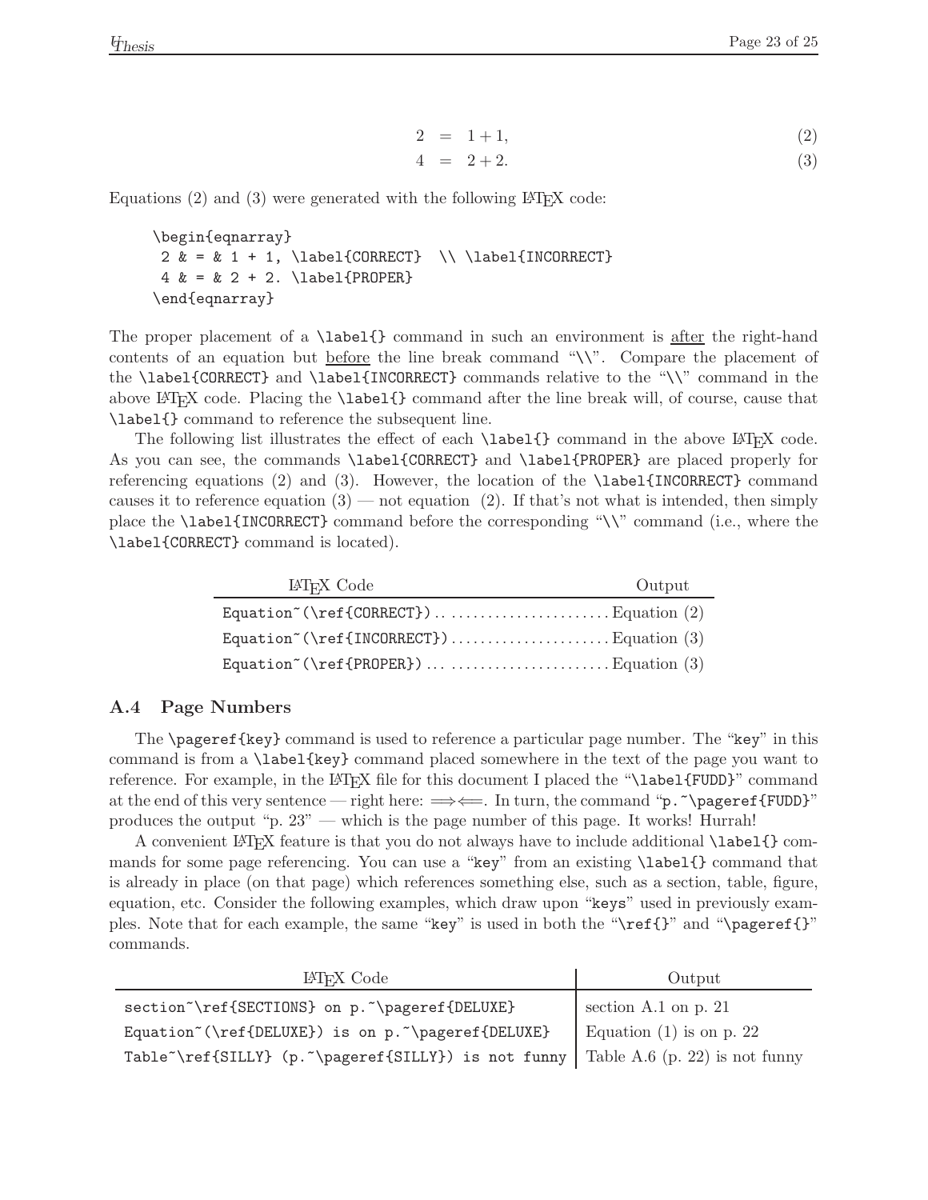$$
\begin{aligned}
2 &= 1+1, \quad (2) \\
4 &= 2+2. \quad (3)
\end{aligned}
$$

Equations (2) and (3) were generated with the following LaTeX code:

```
\begin{eqnarray}
 2 & = & 1 + 1, \label{CORRECT}  \\ \label{INCORRECT}
 4 & = & 2 + 2. \label{PROPER}
\end{eqnarray}
```

The proper placement of a `\label{}` command in such an environment is <u>after</u> the right-hand contents of an equation but <u>before</u> the line break command "`\\`". Compare the placement of the `\label{CORRECT}` and `\label{INCORRECT}` commands relative to the "`\\`" command in the above LaTeX code. Placing the `\label{}` command after the line break will, of course, cause that `\label{}` command to reference the subsequent line.

The following list illustrates the effect of each `\label{}` command in the above LaTeX code. As you can see, the commands `\label{CORRECT}` and `\label{PROPER}` are placed properly for referencing equations (2) and (3). However, the location of the `\label{INCORRECT}` command causes it to reference equation (3) — not equation (2). If that's not what is intended, then simply place the `\label{INCORRECT}` command before the corresponding "`\\`" command (i.e., where the `\label{CORRECT}` command is located).

| LaTeX Code | Output |
|---|---|
| `Equation~(\ref{CORRECT})` | Equation (2) |
| `Equation~(\ref{INCORRECT})` | Equation (3) |
| `Equation~(\ref{PROPER})` | Equation (3) |

## A.4 Page Numbers

The `\pageref{key}` command is used to reference a particular page number. The "`key`" in this command is from a `\label{key}` command placed somewhere in the text of the page you want to reference. For example, in the LaTeX file for this document I placed the "`\label{FUDD}`" command at the end of this very sentence — right here: $\Longrightarrow\Longleftarrow$. In turn, the command "`p.~\pageref{FUDD}`" produces the output "p. 23" — which is the page number of this page. It works! Hurrah!

A convenient LaTeX feature is that you do not always have to include additional `\label{}` commands for some page referencing. You can use a "`key`" from an existing `\label{}` command that is already in place (on that page) which references something else, such as a section, table, figure, equation, etc. Consider the following examples, which draw upon "`keys`" used in previously examples. Note that for each example, the same "`key`" is used in both the "`\ref{}`" and "`\pageref{}`" commands.

| LaTeX Code | Output |
|---|---|
| `section~\ref{SECTIONS} on p.~\pageref{DELUXE}` | section A.1 on p. 21 |
| `Equation~(\ref{DELUXE}) is on p.~\pageref{DELUXE}` | Equation (1) is on p. 22 |
| `Table~\ref{SILLY} (p.~\pageref{SILLY}) is not funny` | Table A.6 (p. 22) is not funny |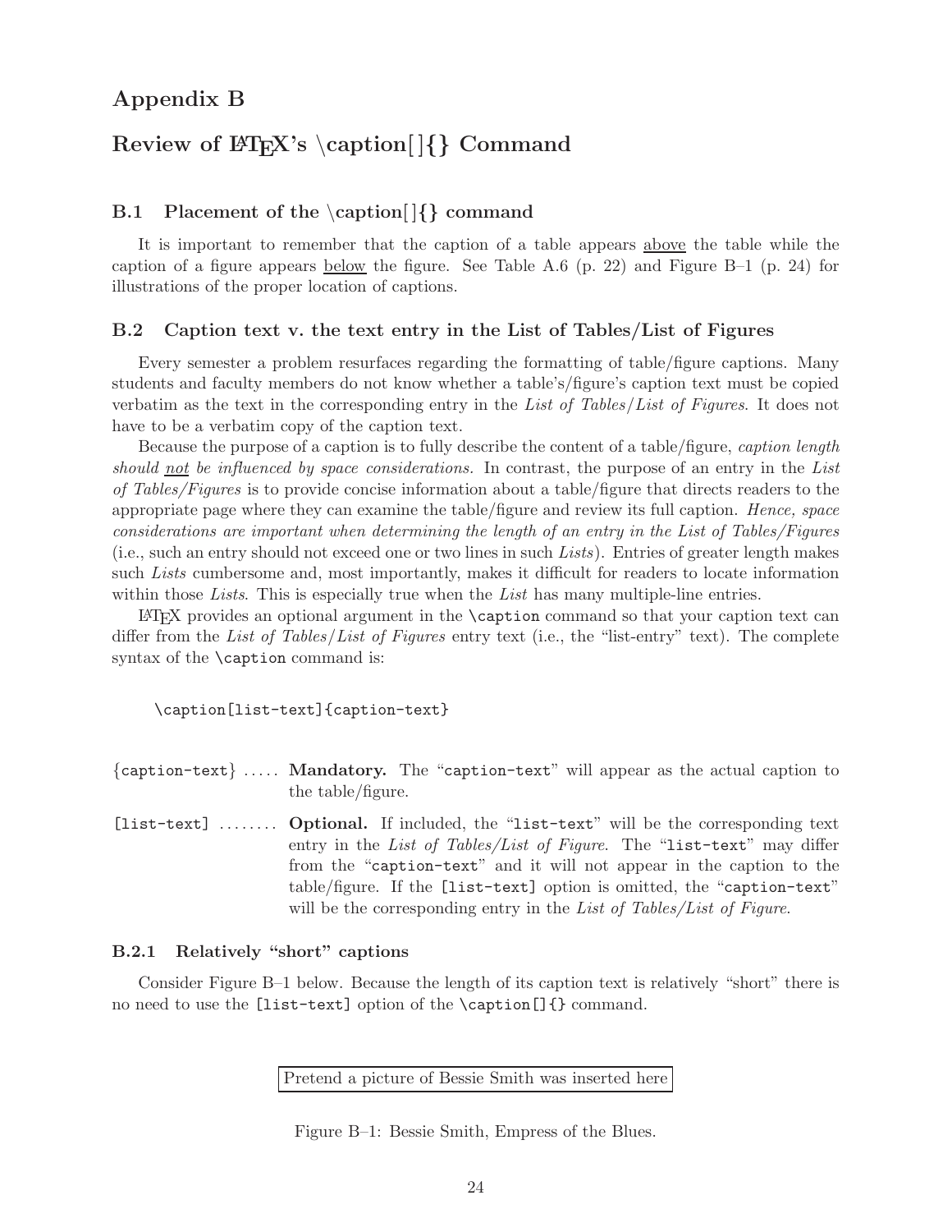# Appendix B

# Review of LaTeX's \caption[]{} Command

## B.1 Placement of the \caption[]{} command

It is important to remember that the caption of a table appears <u>above</u> the table while the caption of a figure appears <u>below</u> the figure. See Table A.6 (p. 22) and Figure B–1 (p. 24) for illustrations of the proper location of captions.

## B.2 Caption text v. the text entry in the List of Tables/List of Figures

Every semester a problem resurfaces regarding the formatting of table/figure captions. Many students and faculty members do not know whether a table's/figure's caption text must be copied verbatim as the text in the corresponding entry in the *List of Tables/List of Figures*. It does not have to be a verbatim copy of the caption text.

Because the purpose of a caption is to fully describe the content of a table/figure, *caption length should <u>not</u> be influenced by space considerations.* In contrast, the purpose of an entry in the *List of Tables/Figures* is to provide concise information about a table/figure that directs readers to the appropriate page where they can examine the table/figure and review its full caption. *Hence, space considerations are important when determining the length of an entry in the List of Tables/Figures* (i.e., such an entry should not exceed one or two lines in such *Lists*). Entries of greater length makes such *Lists* cumbersome and, most importantly, makes it difficult for readers to locate information within those *Lists*. This is especially true when the *List* has many multiple-line entries.

LaTeX provides an optional argument in the `\caption` command so that your caption text can differ from the *List of Tables/List of Figures* entry text (i.e., the "list-entry" text). The complete syntax of the `\caption` command is:

```
\caption[list-text]{caption-text}
```

`{caption-text}` ..... **Mandatory.** The "`caption-text`" will appear as the actual caption to the table/figure.

`[list-text]` ........ **Optional.** If included, the "`list-text`" will be the corresponding text entry in the *List of Tables/List of Figure*. The "`list-text`" may differ from the "`caption-text`" and it will not appear in the caption to the table/figure. If the `[list-text]` option is omitted, the "`caption-text`" will be the corresponding entry in the *List of Tables/List of Figure*.

### B.2.1 Relatively "short" captions

Consider Figure B–1 below. Because the length of its caption text is relatively "short" there is no need to use the `[list-text]` option of the `\caption[]{}` command.

Pretend a picture of Bessie Smith was inserted here

Figure B–1: Bessie Smith, Empress of the Blues.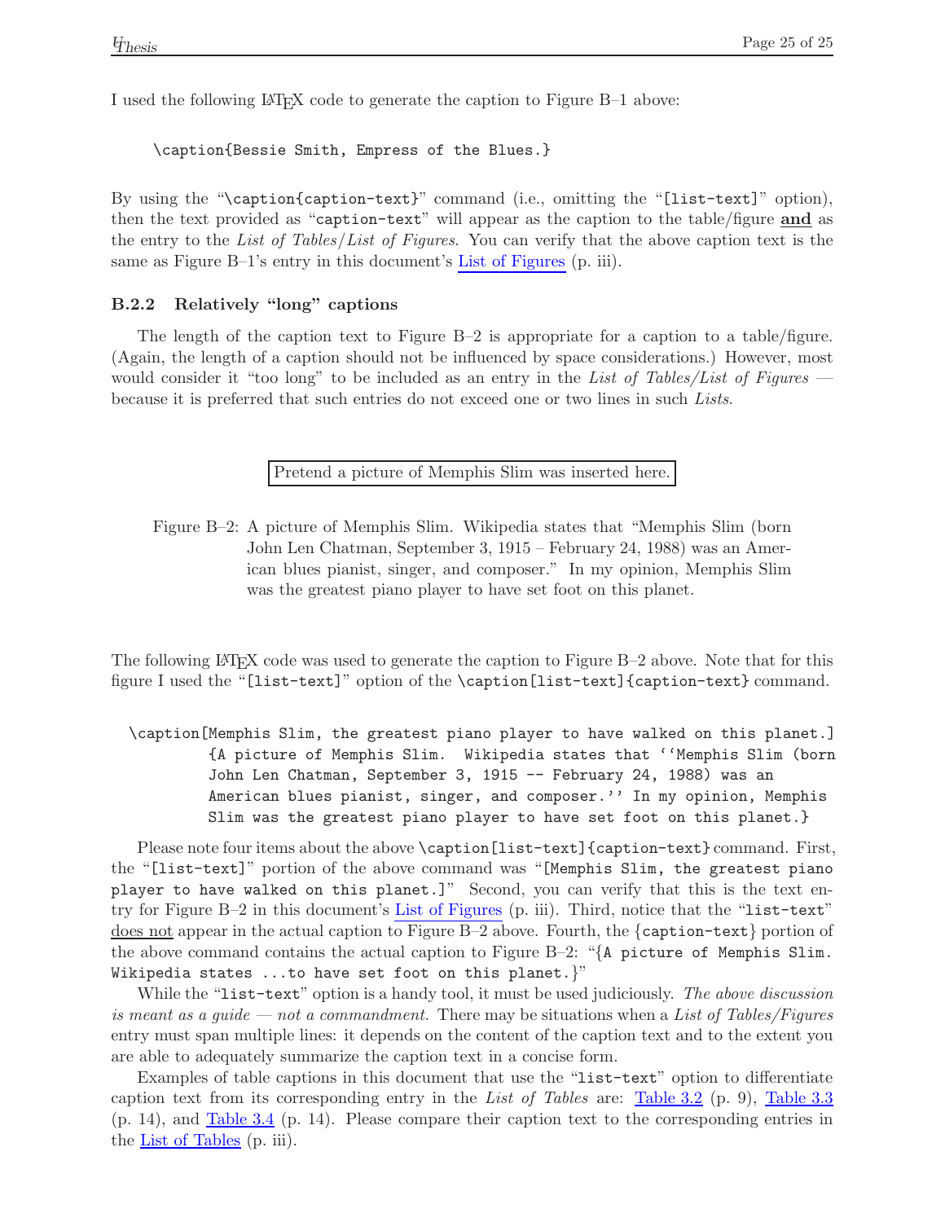I used the following LaTeX code to generate the caption to Figure B–1 above:

```
\caption{Bessie Smith, Empress of the Blues.}
```

By using the "`\caption{caption-text}`" command (i.e., omitting the "`[list-text]`" option), then the text provided as "`caption-text`" will appear as the caption to the table/figure **and** as the entry to the *List of Tables/List of Figures*. You can verify that the above caption text is the same as Figure B–1's entry in this document's List of Figures (p. iii).

### B.2.2 Relatively "long" captions

The length of the caption text to Figure B–2 is appropriate for a caption to a table/figure. (Again, the length of a caption should not be influenced by space considerations.) However, most would consider it "too long" to be included as an entry in the *List of Tables/List of Figures* — because it is preferred that such entries do not exceed one or two lines in such *Lists*.

Pretend a picture of Memphis Slim was inserted here.

Figure B–2: A picture of Memphis Slim. Wikipedia states that "Memphis Slim (born John Len Chatman, September 3, 1915 – February 24, 1988) was an American blues pianist, singer, and composer." In my opinion, Memphis Slim was the greatest piano player to have set foot on this planet.

The following LaTeX code was used to generate the caption to Figure B–2 above. Note that for this figure I used the "`[list-text]`" option of the `\caption[list-text]{caption-text}` command.

```
\caption[Memphis Slim, the greatest piano player to have walked on this planet.]
        {A picture of Memphis Slim.  Wikipedia states that ``Memphis Slim (born
        John Len Chatman, September 3, 1915 -- February 24, 1988) was an
        American blues pianist, singer, and composer.'' In my opinion, Memphis
        Slim was the greatest piano player to have set foot on this planet.}
```

Please note four items about the above `\caption[list-text]{caption-text}` command. First, the "`[list-text]`" portion of the above command was "`[Memphis Slim, the greatest piano player to have walked on this planet.]`" Second, you can verify that this is the text entry for Figure B–2 in this document's List of Figures (p. iii). Third, notice that the "`list-text`" does not appear in the actual caption to Figure B–2 above. Fourth, the `{caption-text}` portion of the above command contains the actual caption to Figure B–2: "`{A picture of Memphis Slim. Wikipedia states ...to have set foot on this planet.}`"

While the "`list-text`" option is a handy tool, it must be used judiciously. *The above discussion is meant as a guide — not a commandment.* There may be situations when a *List of Tables/Figures* entry must span multiple lines: it depends on the content of the caption text and to the extent you are able to adequately summarize the caption text in a concise form.

Examples of table captions in this document that use the "`list-text`" option to differentiate caption text from its corresponding entry in the *List of Tables* are: Table 3.2 (p. 9), Table 3.3 (p. 14), and Table 3.4 (p. 14). Please compare their caption text to the corresponding entries in the List of Tables (p. iii).